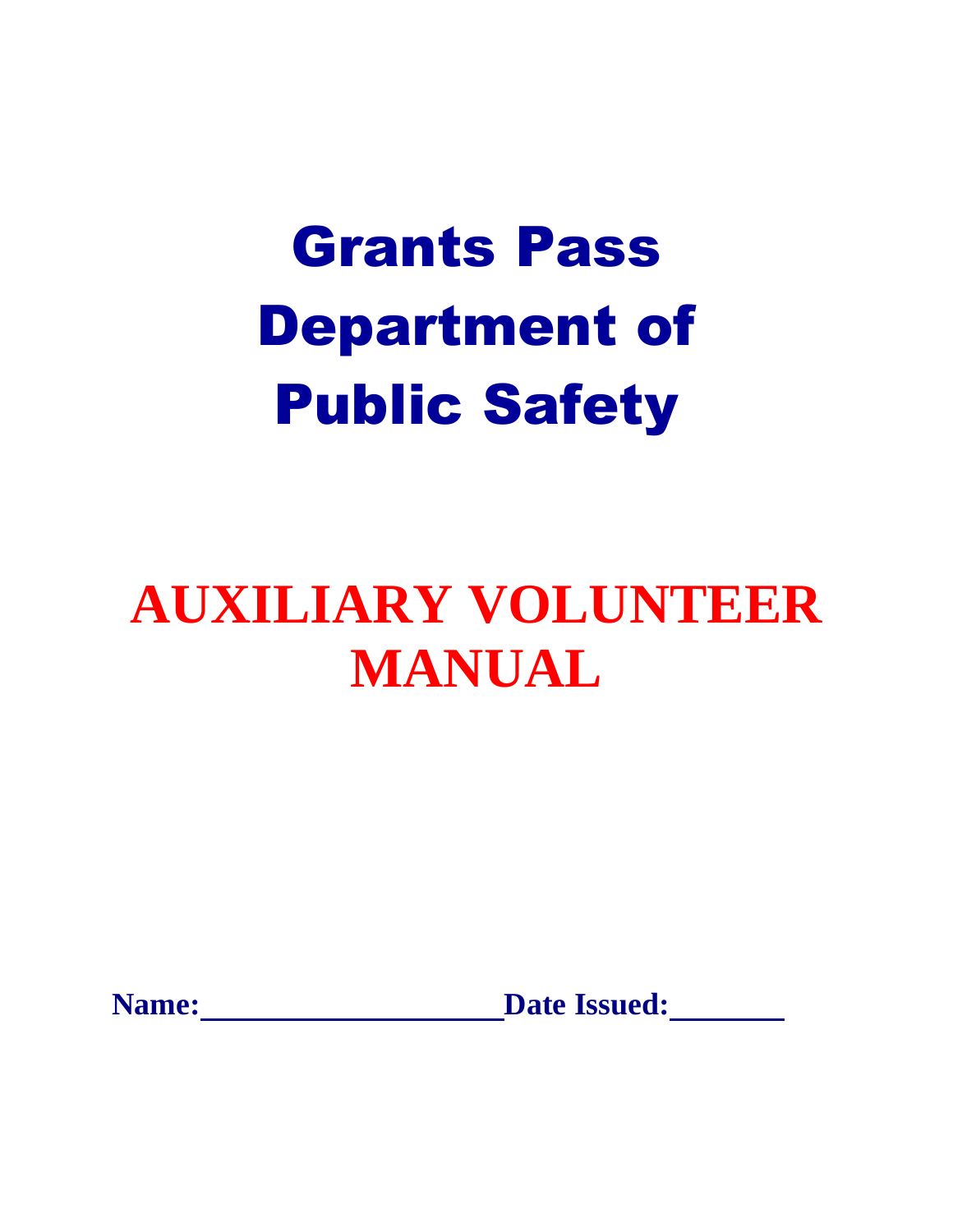# Grants Pass Department of Public Safety

# AUXILIARY VOLUNTEER MANUAL

**Name:**\_\_\_\_\_\_\_\_\_\_\_\_\_\_\_\_\_\_\_\_ **Date Issued:**\_\_\_\_\_\_\_\_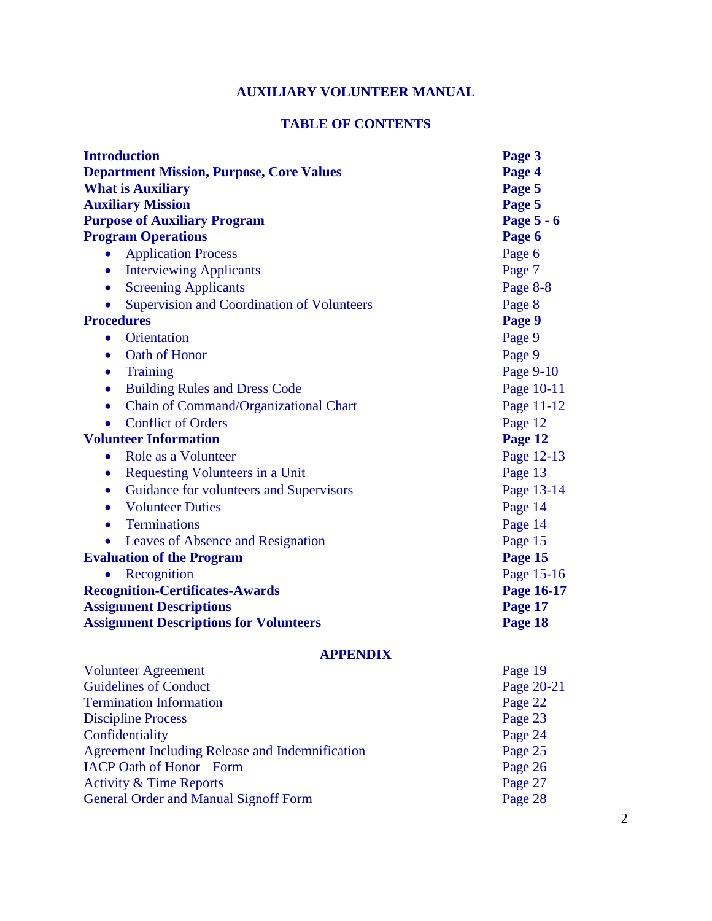# AUXILIARY VOLUNTEER MANUAL

## TABLE OF CONTENTS

| | |
|---|---|
| **Introduction** | **Page 3** |
| **Department Mission, Purpose, Core Values** | **Page 4** |
| **What is Auxiliary** | **Page 5** |
| **Auxiliary Mission** | **Page 5** |
| **Purpose of Auxiliary Program** | **Page 5 - 6** |
| **Program Operations** | **Page 6** |
| • Application Process | Page 6 |
| • Interviewing Applicants | Page 7 |
| • Screening Applicants | Page 8-8 |
| • Supervision and Coordination of Volunteers | Page 8 |
| **Procedures** | **Page 9** |
| • Orientation | Page 9 |
| • Oath of Honor | Page 9 |
| • Training | Page 9-10 |
| • Building Rules and Dress Code | Page 10-11 |
| • Chain of Command/Organizational Chart | Page 11-12 |
| • Conflict of Orders | Page 12 |
| **Volunteer Information** | **Page 12** |
| • Role as a Volunteer | Page 12-13 |
| • Requesting Volunteers in a Unit | Page 13 |
| • Guidance for volunteers and Supervisors | Page 13-14 |
| • Volunteer Duties | Page 14 |
| • Terminations | Page 14 |
| • Leaves of Absence and Resignation | Page 15 |
| **Evaluation of the Program** | **Page 15** |
| • Recognition | Page 15-16 |
| **Recognition-Certificates-Awards** | **Page 16-17** |
| **Assignment Descriptions** | **Page 17** |
| **Assignment Descriptions for Volunteers** | **Page 18** |

## APPENDIX

| | |
|---|---|
| Volunteer Agreement | Page 19 |
| Guidelines of Conduct | Page 20-21 |
| Termination Information | Page 22 |
| Discipline Process | Page 23 |
| Confidentiality | Page 24 |
| Agreement Including Release and Indemnification | Page 25 |
| IACP Oath of Honor Form | Page 26 |
| Activity & Time Reports | Page 27 |
| General Order and Manual Signoff Form | Page 28 |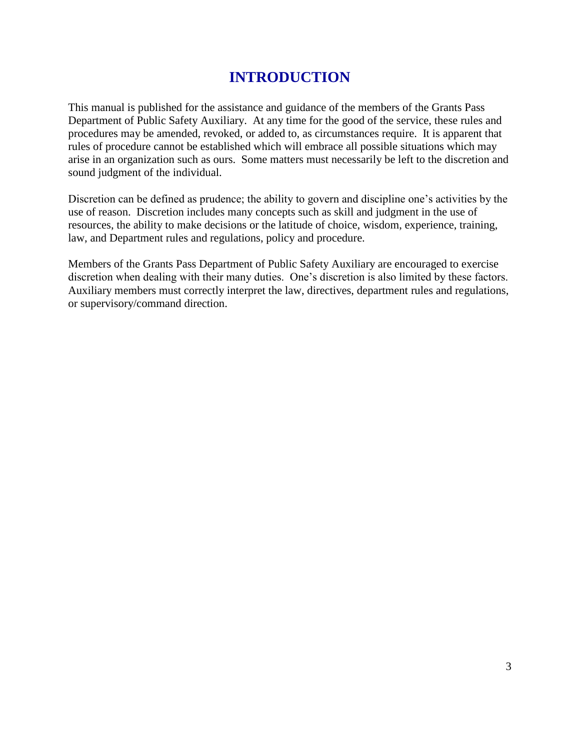# INTRODUCTION

This manual is published for the assistance and guidance of the members of the Grants Pass Department of Public Safety Auxiliary. At any time for the good of the service, these rules and procedures may be amended, revoked, or added to, as circumstances require. It is apparent that rules of procedure cannot be established which will embrace all possible situations which may arise in an organization such as ours. Some matters must necessarily be left to the discretion and sound judgment of the individual.

Discretion can be defined as prudence; the ability to govern and discipline one's activities by the use of reason. Discretion includes many concepts such as skill and judgment in the use of resources, the ability to make decisions or the latitude of choice, wisdom, experience, training, law, and Department rules and regulations, policy and procedure.

Members of the Grants Pass Department of Public Safety Auxiliary are encouraged to exercise discretion when dealing with their many duties. One's discretion is also limited by these factors. Auxiliary members must correctly interpret the law, directives, department rules and regulations, or supervisory/command direction.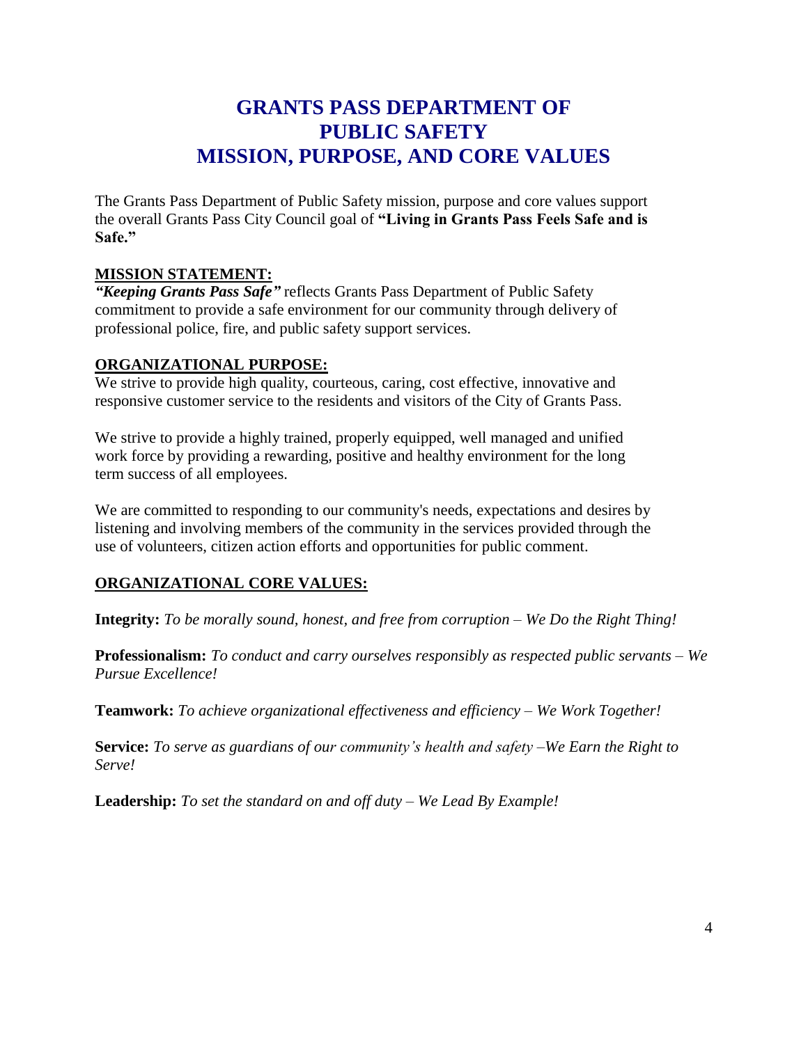# GRANTS PASS DEPARTMENT OF PUBLIC SAFETY MISSION, PURPOSE, AND CORE VALUES

The Grants Pass Department of Public Safety mission, purpose and core values support the overall Grants Pass City Council goal of **"Living in Grants Pass Feels Safe and is Safe."**

## MISSION STATEMENT:

***"Keeping Grants Pass Safe"*** reflects Grants Pass Department of Public Safety commitment to provide a safe environment for our community through delivery of professional police, fire, and public safety support services.

## ORGANIZATIONAL PURPOSE:

We strive to provide high quality, courteous, caring, cost effective, innovative and responsive customer service to the residents and visitors of the City of Grants Pass.

We strive to provide a highly trained, properly equipped, well managed and unified work force by providing a rewarding, positive and healthy environment for the long term success of all employees.

We are committed to responding to our community's needs, expectations and desires by listening and involving members of the community in the services provided through the use of volunteers, citizen action efforts and opportunities for public comment.

## ORGANIZATIONAL CORE VALUES:

**Integrity:** *To be morally sound, honest, and free from corruption – We Do the Right Thing!*

**Professionalism:** *To conduct and carry ourselves responsibly as respected public servants – We Pursue Excellence!*

**Teamwork:** *To achieve organizational effectiveness and efficiency – We Work Together!*

**Service:** *To serve as guardians of our community's health and safety –We Earn the Right to Serve!*

**Leadership:** *To set the standard on and off duty – We Lead By Example!*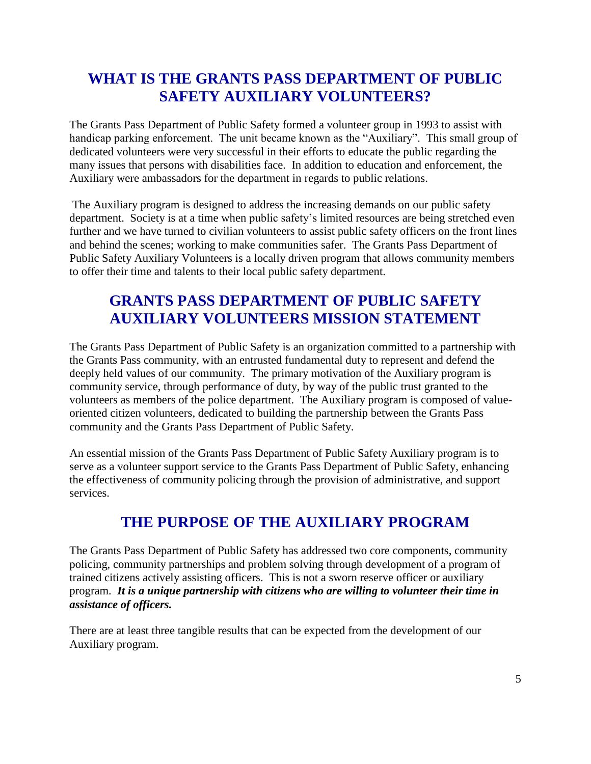## WHAT IS THE GRANTS PASS DEPARTMENT OF PUBLIC SAFETY AUXILIARY VOLUNTEERS?

The Grants Pass Department of Public Safety formed a volunteer group in 1993 to assist with handicap parking enforcement. The unit became known as the "Auxiliary". This small group of dedicated volunteers were very successful in their efforts to educate the public regarding the many issues that persons with disabilities face. In addition to education and enforcement, the Auxiliary were ambassadors for the department in regards to public relations.

The Auxiliary program is designed to address the increasing demands on our public safety department. Society is at a time when public safety's limited resources are being stretched even further and we have turned to civilian volunteers to assist public safety officers on the front lines and behind the scenes; working to make communities safer. The Grants Pass Department of Public Safety Auxiliary Volunteers is a locally driven program that allows community members to offer their time and talents to their local public safety department.

## GRANTS PASS DEPARTMENT OF PUBLIC SAFETY AUXILIARY VOLUNTEERS MISSION STATEMENT

The Grants Pass Department of Public Safety is an organization committed to a partnership with the Grants Pass community, with an entrusted fundamental duty to represent and defend the deeply held values of our community. The primary motivation of the Auxiliary program is community service, through performance of duty, by way of the public trust granted to the volunteers as members of the police department. The Auxiliary program is composed of value-oriented citizen volunteers, dedicated to building the partnership between the Grants Pass community and the Grants Pass Department of Public Safety.

An essential mission of the Grants Pass Department of Public Safety Auxiliary program is to serve as a volunteer support service to the Grants Pass Department of Public Safety, enhancing the effectiveness of community policing through the provision of administrative, and support services.

## THE PURPOSE OF THE AUXILIARY PROGRAM

The Grants Pass Department of Public Safety has addressed two core components, community policing, community partnerships and problem solving through development of a program of trained citizens actively assisting officers. This is not a sworn reserve officer or auxiliary program. ***It is a unique partnership with citizens who are willing to volunteer their time in assistance of officers.***

There are at least three tangible results that can be expected from the development of our Auxiliary program.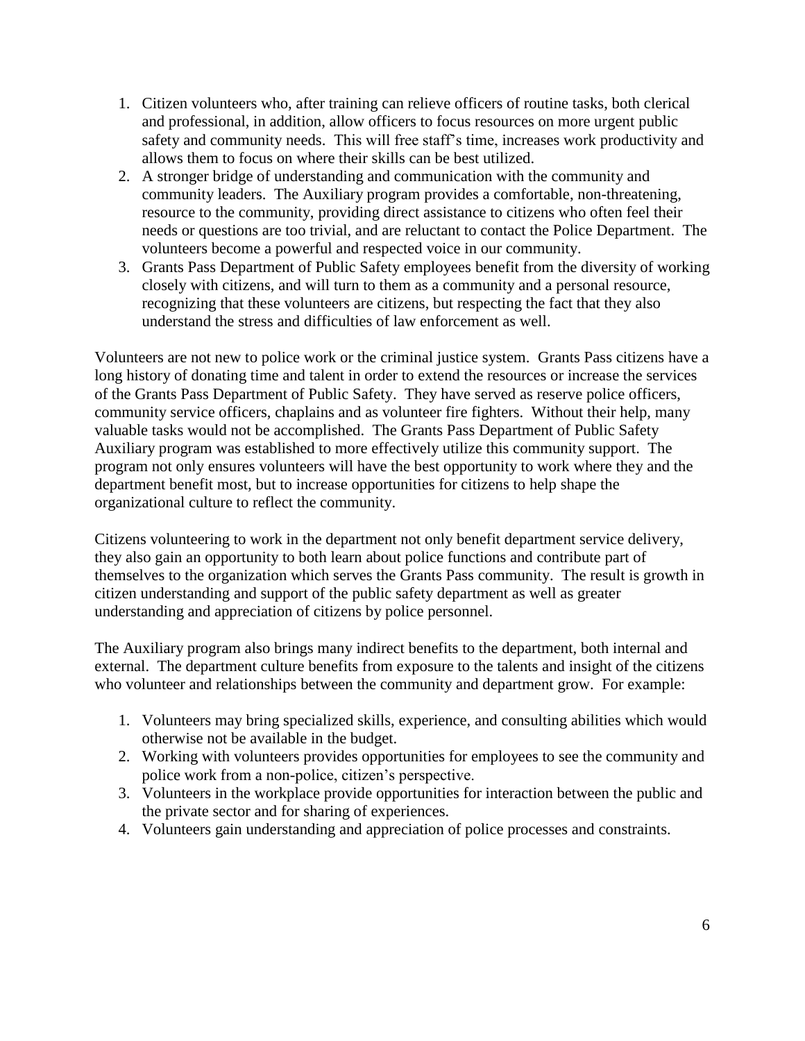1. Citizen volunteers who, after training can relieve officers of routine tasks, both clerical and professional, in addition, allow officers to focus resources on more urgent public safety and community needs. This will free staff's time, increases work productivity and allows them to focus on where their skills can be best utilized.
2. A stronger bridge of understanding and communication with the community and community leaders. The Auxiliary program provides a comfortable, non-threatening, resource to the community, providing direct assistance to citizens who often feel their needs or questions are too trivial, and are reluctant to contact the Police Department. The volunteers become a powerful and respected voice in our community.
3. Grants Pass Department of Public Safety employees benefit from the diversity of working closely with citizens, and will turn to them as a community and a personal resource, recognizing that these volunteers are citizens, but respecting the fact that they also understand the stress and difficulties of law enforcement as well.

Volunteers are not new to police work or the criminal justice system. Grants Pass citizens have a long history of donating time and talent in order to extend the resources or increase the services of the Grants Pass Department of Public Safety. They have served as reserve police officers, community service officers, chaplains and as volunteer fire fighters. Without their help, many valuable tasks would not be accomplished. The Grants Pass Department of Public Safety Auxiliary program was established to more effectively utilize this community support. The program not only ensures volunteers will have the best opportunity to work where they and the department benefit most, but to increase opportunities for citizens to help shape the organizational culture to reflect the community.

Citizens volunteering to work in the department not only benefit department service delivery, they also gain an opportunity to both learn about police functions and contribute part of themselves to the organization which serves the Grants Pass community. The result is growth in citizen understanding and support of the public safety department as well as greater understanding and appreciation of citizens by police personnel.

The Auxiliary program also brings many indirect benefits to the department, both internal and external. The department culture benefits from exposure to the talents and insight of the citizens who volunteer and relationships between the community and department grow. For example:

1. Volunteers may bring specialized skills, experience, and consulting abilities which would otherwise not be available in the budget.
2. Working with volunteers provides opportunities for employees to see the community and police work from a non-police, citizen's perspective.
3. Volunteers in the workplace provide opportunities for interaction between the public and the private sector and for sharing of experiences.
4. Volunteers gain understanding and appreciation of police processes and constraints.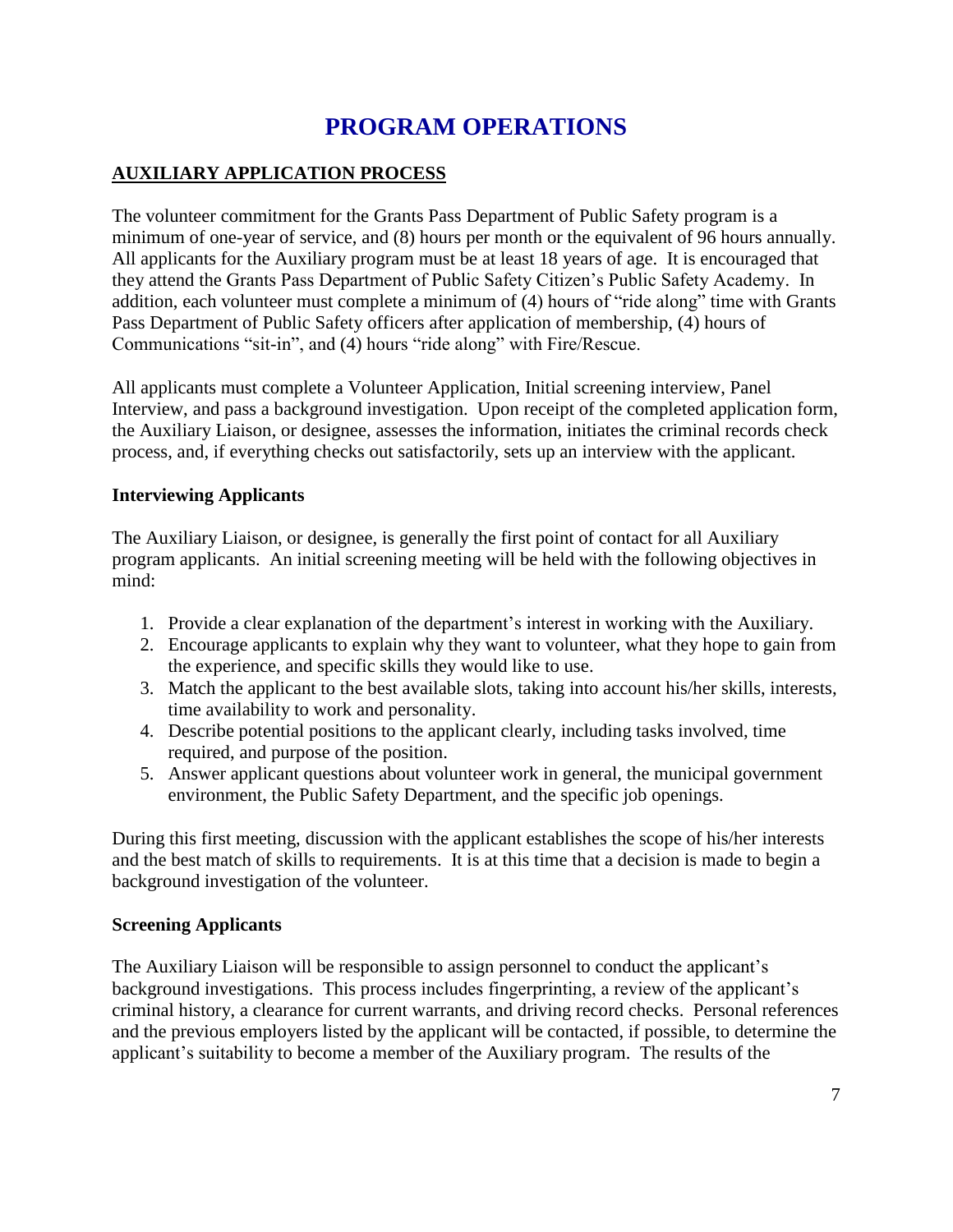# PROGRAM OPERATIONS

## AUXILIARY APPLICATION PROCESS

The volunteer commitment for the Grants Pass Department of Public Safety program is a minimum of one-year of service, and (8) hours per month or the equivalent of 96 hours annually. All applicants for the Auxiliary program must be at least 18 years of age. It is encouraged that they attend the Grants Pass Department of Public Safety Citizen's Public Safety Academy. In addition, each volunteer must complete a minimum of (4) hours of "ride along" time with Grants Pass Department of Public Safety officers after application of membership, (4) hours of Communications "sit-in", and (4) hours "ride along" with Fire/Rescue.

All applicants must complete a Volunteer Application, Initial screening interview, Panel Interview, and pass a background investigation. Upon receipt of the completed application form, the Auxiliary Liaison, or designee, assesses the information, initiates the criminal records check process, and, if everything checks out satisfactorily, sets up an interview with the applicant.

### Interviewing Applicants

The Auxiliary Liaison, or designee, is generally the first point of contact for all Auxiliary program applicants. An initial screening meeting will be held with the following objectives in mind:

1. Provide a clear explanation of the department's interest in working with the Auxiliary.
2. Encourage applicants to explain why they want to volunteer, what they hope to gain from the experience, and specific skills they would like to use.
3. Match the applicant to the best available slots, taking into account his/her skills, interests, time availability to work and personality.
4. Describe potential positions to the applicant clearly, including tasks involved, time required, and purpose of the position.
5. Answer applicant questions about volunteer work in general, the municipal government environment, the Public Safety Department, and the specific job openings.

During this first meeting, discussion with the applicant establishes the scope of his/her interests and the best match of skills to requirements. It is at this time that a decision is made to begin a background investigation of the volunteer.

### Screening Applicants

The Auxiliary Liaison will be responsible to assign personnel to conduct the applicant's background investigations. This process includes fingerprinting, a review of the applicant's criminal history, a clearance for current warrants, and driving record checks. Personal references and the previous employers listed by the applicant will be contacted, if possible, to determine the applicant's suitability to become a member of the Auxiliary program. The results of the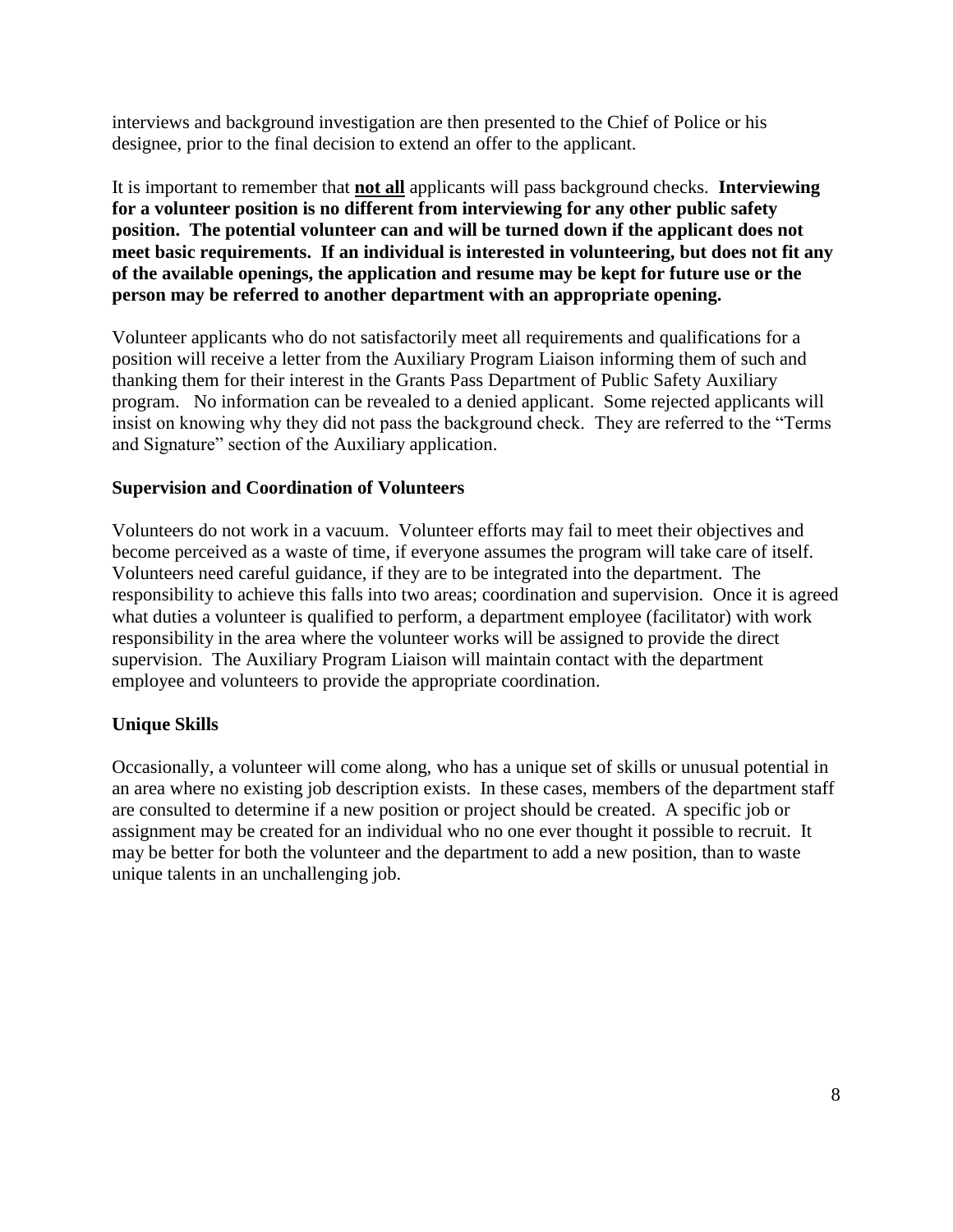interviews and background investigation are then presented to the Chief of Police or his designee, prior to the final decision to extend an offer to the applicant.

It is important to remember that **<u>not all</u>** applicants will pass background checks. **Interviewing for a volunteer position is no different from interviewing for any other public safety position. The potential volunteer can and will be turned down if the applicant does not meet basic requirements. If an individual is interested in volunteering, but does not fit any of the available openings, the application and resume may be kept for future use or the person may be referred to another department with an appropriate opening.**

Volunteer applicants who do not satisfactorily meet all requirements and qualifications for a position will receive a letter from the Auxiliary Program Liaison informing them of such and thanking them for their interest in the Grants Pass Department of Public Safety Auxiliary program. No information can be revealed to a denied applicant. Some rejected applicants will insist on knowing why they did not pass the background check. They are referred to the "Terms and Signature" section of the Auxiliary application.

**Supervision and Coordination of Volunteers**

Volunteers do not work in a vacuum. Volunteer efforts may fail to meet their objectives and become perceived as a waste of time, if everyone assumes the program will take care of itself. Volunteers need careful guidance, if they are to be integrated into the department. The responsibility to achieve this falls into two areas; coordination and supervision. Once it is agreed what duties a volunteer is qualified to perform, a department employee (facilitator) with work responsibility in the area where the volunteer works will be assigned to provide the direct supervision. The Auxiliary Program Liaison will maintain contact with the department employee and volunteers to provide the appropriate coordination.

**Unique Skills**

Occasionally, a volunteer will come along, who has a unique set of skills or unusual potential in an area where no existing job description exists. In these cases, members of the department staff are consulted to determine if a new position or project should be created. A specific job or assignment may be created for an individual who no one ever thought it possible to recruit. It may be better for both the volunteer and the department to add a new position, than to waste unique talents in an unchallenging job.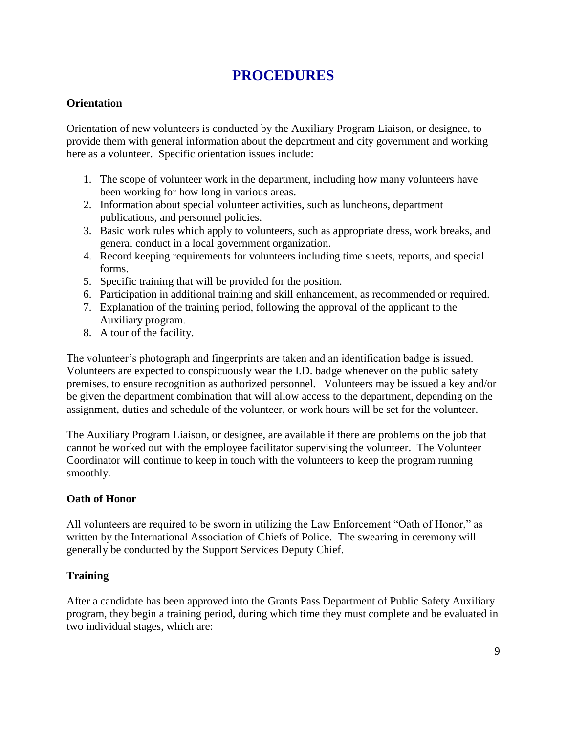# PROCEDURES

**Orientation**

Orientation of new volunteers is conducted by the Auxiliary Program Liaison, or designee, to provide them with general information about the department and city government and working here as a volunteer. Specific orientation issues include:

1. The scope of volunteer work in the department, including how many volunteers have been working for how long in various areas.
2. Information about special volunteer activities, such as luncheons, department publications, and personnel policies.
3. Basic work rules which apply to volunteers, such as appropriate dress, work breaks, and general conduct in a local government organization.
4. Record keeping requirements for volunteers including time sheets, reports, and special forms.
5. Specific training that will be provided for the position.
6. Participation in additional training and skill enhancement, as recommended or required.
7. Explanation of the training period, following the approval of the applicant to the Auxiliary program.
8. A tour of the facility.

The volunteer's photograph and fingerprints are taken and an identification badge is issued. Volunteers are expected to conspicuously wear the I.D. badge whenever on the public safety premises, to ensure recognition as authorized personnel. Volunteers may be issued a key and/or be given the department combination that will allow access to the department, depending on the assignment, duties and schedule of the volunteer, or work hours will be set for the volunteer.

The Auxiliary Program Liaison, or designee, are available if there are problems on the job that cannot be worked out with the employee facilitator supervising the volunteer. The Volunteer Coordinator will continue to keep in touch with the volunteers to keep the program running smoothly.

**Oath of Honor**

All volunteers are required to be sworn in utilizing the Law Enforcement "Oath of Honor," as written by the International Association of Chiefs of Police. The swearing in ceremony will generally be conducted by the Support Services Deputy Chief.

**Training**

After a candidate has been approved into the Grants Pass Department of Public Safety Auxiliary program, they begin a training period, during which time they must complete and be evaluated in two individual stages, which are: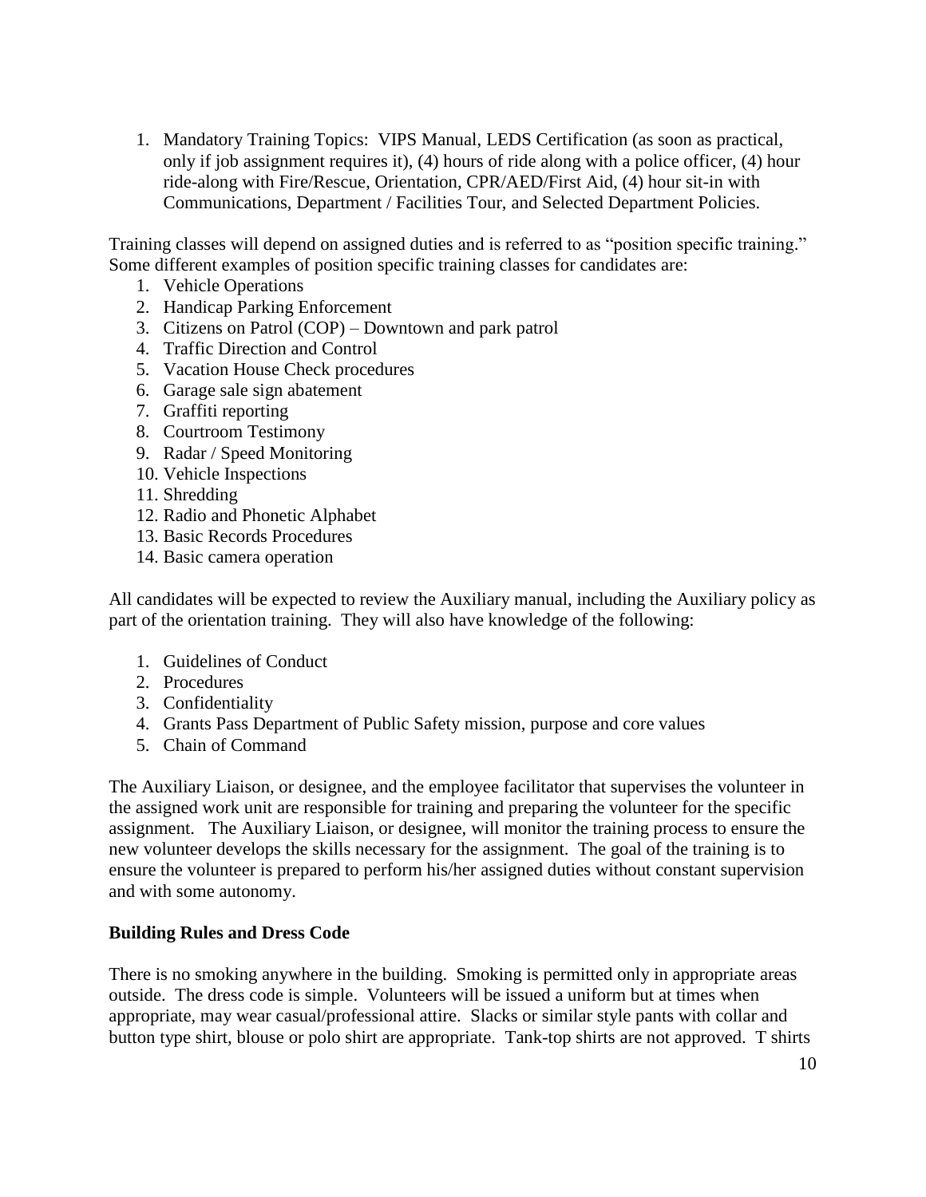1. Mandatory Training Topics: VIPS Manual, LEDS Certification (as soon as practical, only if job assignment requires it), (4) hours of ride along with a police officer, (4) hour ride-along with Fire/Rescue, Orientation, CPR/AED/First Aid, (4) hour sit-in with Communications, Department / Facilities Tour, and Selected Department Policies.

Training classes will depend on assigned duties and is referred to as "position specific training." Some different examples of position specific training classes for candidates are:

1. Vehicle Operations
2. Handicap Parking Enforcement
3. Citizens on Patrol (COP) – Downtown and park patrol
4. Traffic Direction and Control
5. Vacation House Check procedures
6. Garage sale sign abatement
7. Graffiti reporting
8. Courtroom Testimony
9. Radar / Speed Monitoring
10. Vehicle Inspections
11. Shredding
12. Radio and Phonetic Alphabet
13. Basic Records Procedures
14. Basic camera operation

All candidates will be expected to review the Auxiliary manual, including the Auxiliary policy as part of the orientation training. They will also have knowledge of the following:

1. Guidelines of Conduct
2. Procedures
3. Confidentiality
4. Grants Pass Department of Public Safety mission, purpose and core values
5. Chain of Command

The Auxiliary Liaison, or designee, and the employee facilitator that supervises the volunteer in the assigned work unit are responsible for training and preparing the volunteer for the specific assignment. The Auxiliary Liaison, or designee, will monitor the training process to ensure the new volunteer develops the skills necessary for the assignment. The goal of the training is to ensure the volunteer is prepared to perform his/her assigned duties without constant supervision and with some autonomy.

**Building Rules and Dress Code**

There is no smoking anywhere in the building. Smoking is permitted only in appropriate areas outside. The dress code is simple. Volunteers will be issued a uniform but at times when appropriate, may wear casual/professional attire. Slacks or similar style pants with collar and button type shirt, blouse or polo shirt are appropriate. Tank-top shirts are not approved. T shirts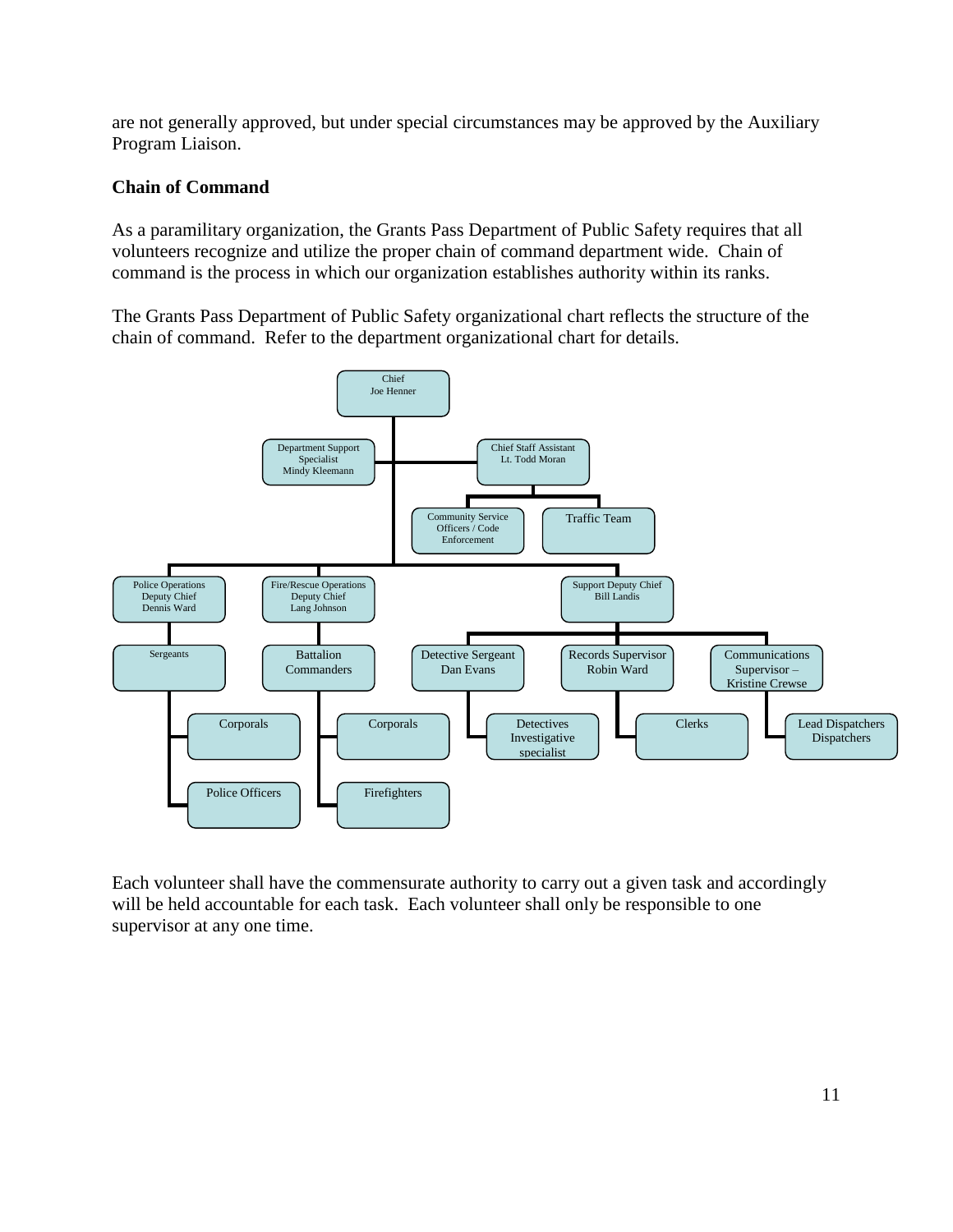are not generally approved, but under special circumstances may be approved by the Auxiliary Program Liaison.

**Chain of Command**

As a paramilitary organization, the Grants Pass Department of Public Safety requires that all volunteers recognize and utilize the proper chain of command department wide. Chain of command is the process in which our organization establishes authority within its ranks.

The Grants Pass Department of Public Safety organizational chart reflects the structure of the chain of command. Refer to the department organizational chart for details.

- Chief Joe Henner
  - Department Support Specialist Mindy Kleemann
  - Chief Staff Assistant Lt. Todd Moran
    - Community Service Officers / Code Enforcement
    - Traffic Team
  - Police Operations Deputy Chief Dennis Ward
    - Sergeants
      - Corporals
      - Police Officers
  - Fire/Rescue Operations Deputy Chief Lang Johnson
    - Battalion Commanders
      - Corporals
      - Firefighters
  - Support Deputy Chief Bill Landis
    - Detective Sergeant Dan Evans
      - Detectives Investigative specialist
    - Records Supervisor Robin Ward
      - Clerks
    - Communications Supervisor – Kristine Crewse
      - Lead Dispatchers Dispatchers

Each volunteer shall have the commensurate authority to carry out a given task and accordingly will be held accountable for each task. Each volunteer shall only be responsible to one supervisor at any one time.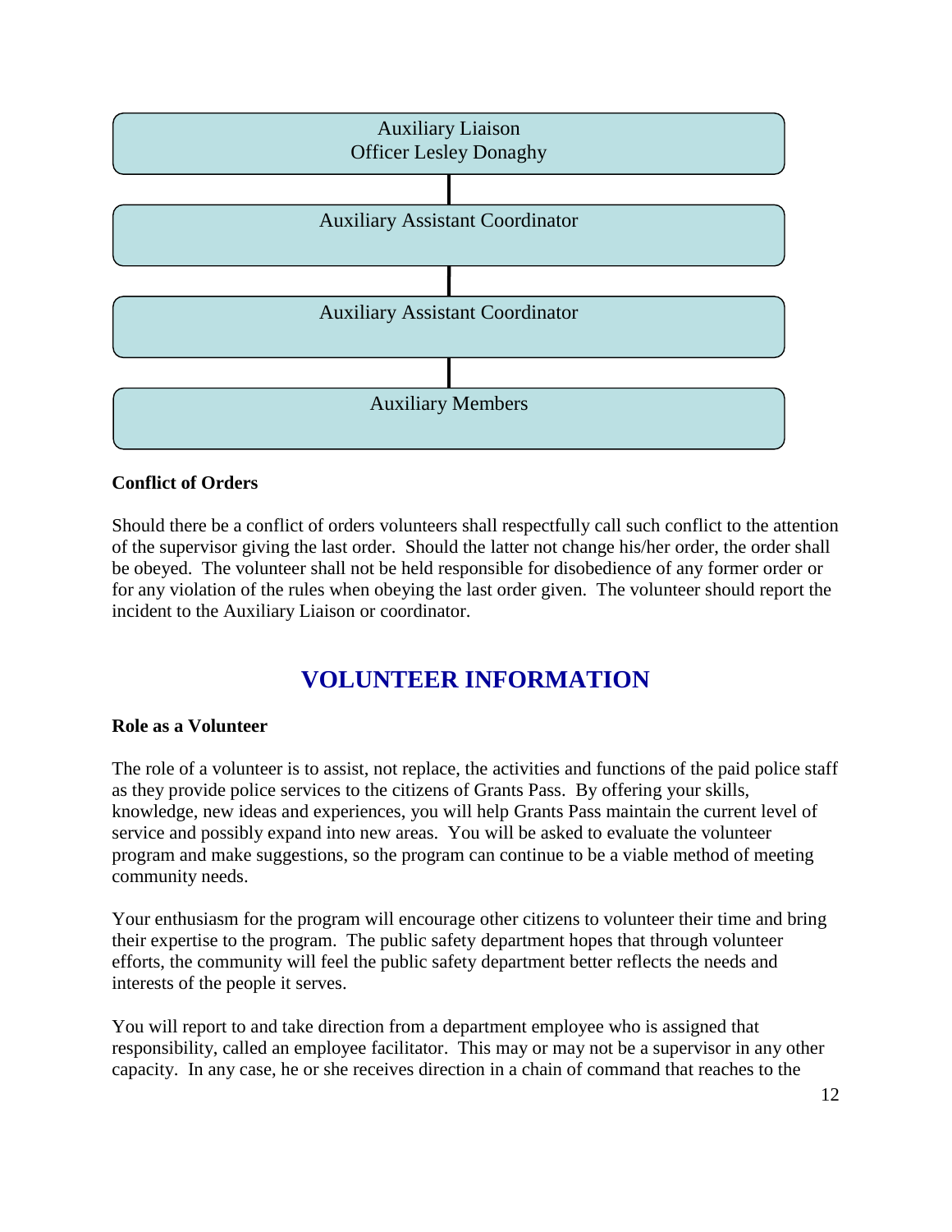Auxiliary Liaison
Officer Lesley Donaghy

Auxiliary Assistant Coordinator

Auxiliary Assistant Coordinator

Auxiliary Members

**Conflict of Orders**

Should there be a conflict of orders volunteers shall respectfully call such conflict to the attention of the supervisor giving the last order. Should the latter not change his/her order, the order shall be obeyed. The volunteer shall not be held responsible for disobedience of any former order or for any violation of the rules when obeying the last order given. The volunteer should report the incident to the Auxiliary Liaison or coordinator.

## VOLUNTEER INFORMATION

**Role as a Volunteer**

The role of a volunteer is to assist, not replace, the activities and functions of the paid police staff as they provide police services to the citizens of Grants Pass. By offering your skills, knowledge, new ideas and experiences, you will help Grants Pass maintain the current level of service and possibly expand into new areas. You will be asked to evaluate the volunteer program and make suggestions, so the program can continue to be a viable method of meeting community needs.

Your enthusiasm for the program will encourage other citizens to volunteer their time and bring their expertise to the program. The public safety department hopes that through volunteer efforts, the community will feel the public safety department better reflects the needs and interests of the people it serves.

You will report to and take direction from a department employee who is assigned that responsibility, called an employee facilitator. This may or may not be a supervisor in any other capacity. In any case, he or she receives direction in a chain of command that reaches to the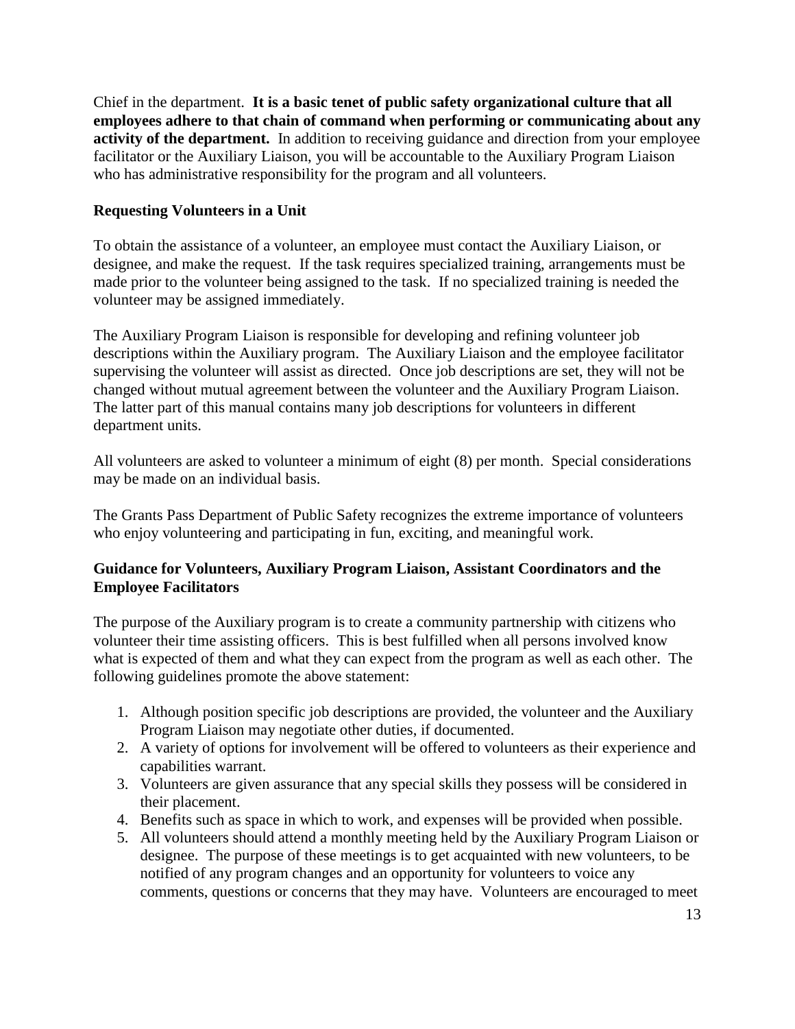Chief in the department. **It is a basic tenet of public safety organizational culture that all employees adhere to that chain of command when performing or communicating about any activity of the department.** In addition to receiving guidance and direction from your employee facilitator or the Auxiliary Liaison, you will be accountable to the Auxiliary Program Liaison who has administrative responsibility for the program and all volunteers.

### Requesting Volunteers in a Unit

To obtain the assistance of a volunteer, an employee must contact the Auxiliary Liaison, or designee, and make the request. If the task requires specialized training, arrangements must be made prior to the volunteer being assigned to the task. If no specialized training is needed the volunteer may be assigned immediately.

The Auxiliary Program Liaison is responsible for developing and refining volunteer job descriptions within the Auxiliary program. The Auxiliary Liaison and the employee facilitator supervising the volunteer will assist as directed. Once job descriptions are set, they will not be changed without mutual agreement between the volunteer and the Auxiliary Program Liaison. The latter part of this manual contains many job descriptions for volunteers in different department units.

All volunteers are asked to volunteer a minimum of eight (8) per month. Special considerations may be made on an individual basis.

The Grants Pass Department of Public Safety recognizes the extreme importance of volunteers who enjoy volunteering and participating in fun, exciting, and meaningful work.

### Guidance for Volunteers, Auxiliary Program Liaison, Assistant Coordinators and the Employee Facilitators

The purpose of the Auxiliary program is to create a community partnership with citizens who volunteer their time assisting officers. This is best fulfilled when all persons involved know what is expected of them and what they can expect from the program as well as each other. The following guidelines promote the above statement:

1. Although position specific job descriptions are provided, the volunteer and the Auxiliary Program Liaison may negotiate other duties, if documented.
2. A variety of options for involvement will be offered to volunteers as their experience and capabilities warrant.
3. Volunteers are given assurance that any special skills they possess will be considered in their placement.
4. Benefits such as space in which to work, and expenses will be provided when possible.
5. All volunteers should attend a monthly meeting held by the Auxiliary Program Liaison or designee. The purpose of these meetings is to get acquainted with new volunteers, to be notified of any program changes and an opportunity for volunteers to voice any comments, questions or concerns that they may have. Volunteers are encouraged to meet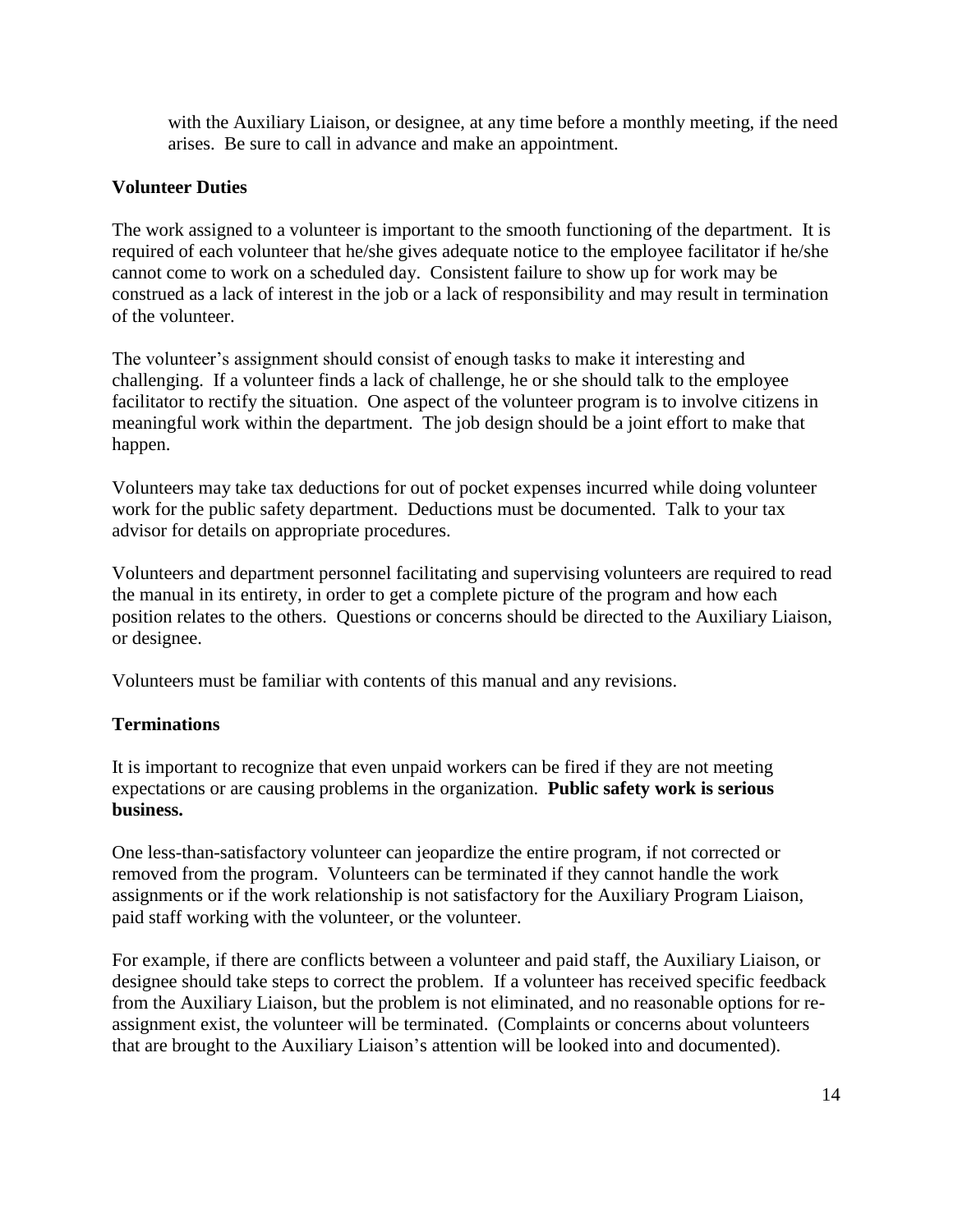with the Auxiliary Liaison, or designee, at any time before a monthly meeting, if the need arises. Be sure to call in advance and make an appointment.

**Volunteer Duties**

The work assigned to a volunteer is important to the smooth functioning of the department. It is required of each volunteer that he/she gives adequate notice to the employee facilitator if he/she cannot come to work on a scheduled day. Consistent failure to show up for work may be construed as a lack of interest in the job or a lack of responsibility and may result in termination of the volunteer.

The volunteer's assignment should consist of enough tasks to make it interesting and challenging. If a volunteer finds a lack of challenge, he or she should talk to the employee facilitator to rectify the situation. One aspect of the volunteer program is to involve citizens in meaningful work within the department. The job design should be a joint effort to make that happen.

Volunteers may take tax deductions for out of pocket expenses incurred while doing volunteer work for the public safety department. Deductions must be documented. Talk to your tax advisor for details on appropriate procedures.

Volunteers and department personnel facilitating and supervising volunteers are required to read the manual in its entirety, in order to get a complete picture of the program and how each position relates to the others. Questions or concerns should be directed to the Auxiliary Liaison, or designee.

Volunteers must be familiar with contents of this manual and any revisions.

**Terminations**

It is important to recognize that even unpaid workers can be fired if they are not meeting expectations or are causing problems in the organization. **Public safety work is serious business.**

One less-than-satisfactory volunteer can jeopardize the entire program, if not corrected or removed from the program. Volunteers can be terminated if they cannot handle the work assignments or if the work relationship is not satisfactory for the Auxiliary Program Liaison, paid staff working with the volunteer, or the volunteer.

For example, if there are conflicts between a volunteer and paid staff, the Auxiliary Liaison, or designee should take steps to correct the problem. If a volunteer has received specific feedback from the Auxiliary Liaison, but the problem is not eliminated, and no reasonable options for re-assignment exist, the volunteer will be terminated. (Complaints or concerns about volunteers that are brought to the Auxiliary Liaison's attention will be looked into and documented).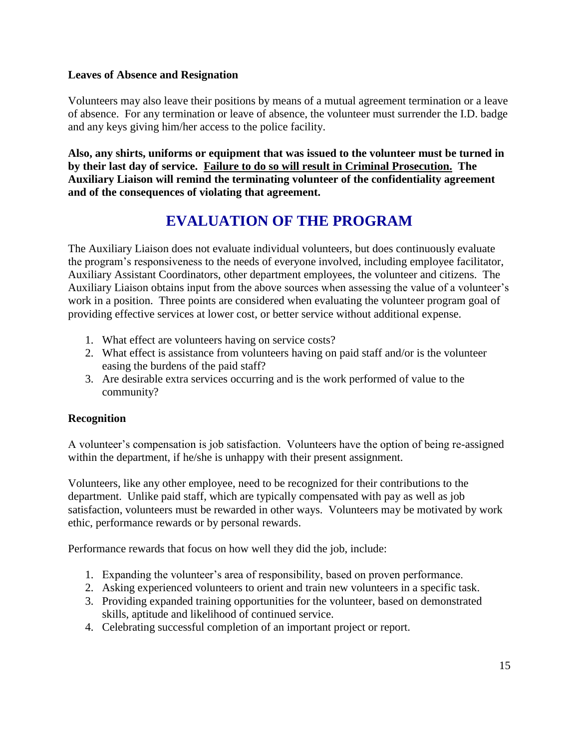### Leaves of Absence and Resignation

Volunteers may also leave their positions by means of a mutual agreement termination or a leave of absence. For any termination or leave of absence, the volunteer must surrender the I.D. badge and any keys giving him/her access to the police facility.

**Also, any shirts, uniforms or equipment that was issued to the volunteer must be turned in by their last day of service. <u>Failure to do so will result in Criminal Prosecution.</u> The Auxiliary Liaison will remind the terminating volunteer of the confidentiality agreement and of the consequences of violating that agreement.**

## EVALUATION OF THE PROGRAM

The Auxiliary Liaison does not evaluate individual volunteers, but does continuously evaluate the program's responsiveness to the needs of everyone involved, including employee facilitator, Auxiliary Assistant Coordinators, other department employees, the volunteer and citizens. The Auxiliary Liaison obtains input from the above sources when assessing the value of a volunteer's work in a position. Three points are considered when evaluating the volunteer program goal of providing effective services at lower cost, or better service without additional expense.

1. What effect are volunteers having on service costs?
2. What effect is assistance from volunteers having on paid staff and/or is the volunteer easing the burdens of the paid staff?
3. Are desirable extra services occurring and is the work performed of value to the community?

### Recognition

A volunteer's compensation is job satisfaction. Volunteers have the option of being re-assigned within the department, if he/she is unhappy with their present assignment.

Volunteers, like any other employee, need to be recognized for their contributions to the department. Unlike paid staff, which are typically compensated with pay as well as job satisfaction, volunteers must be rewarded in other ways. Volunteers may be motivated by work ethic, performance rewards or by personal rewards.

Performance rewards that focus on how well they did the job, include:

1. Expanding the volunteer's area of responsibility, based on proven performance.
2. Asking experienced volunteers to orient and train new volunteers in a specific task.
3. Providing expanded training opportunities for the volunteer, based on demonstrated skills, aptitude and likelihood of continued service.
4. Celebrating successful completion of an important project or report.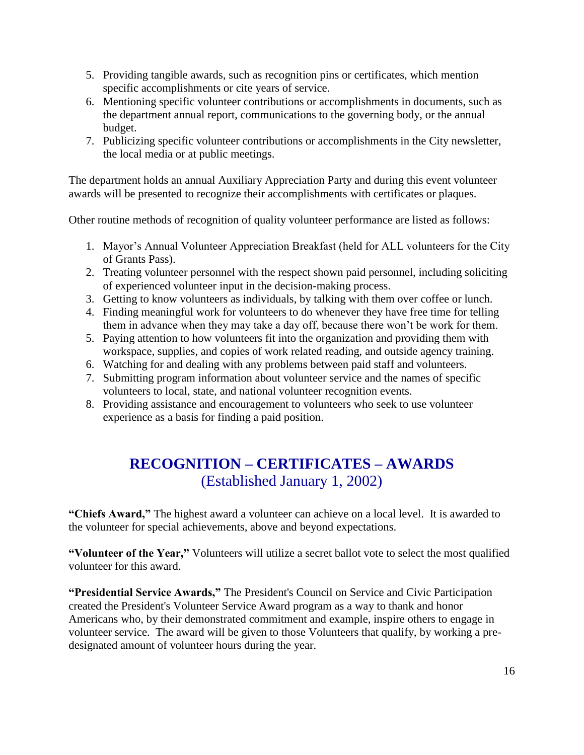5. Providing tangible awards, such as recognition pins or certificates, which mention specific accomplishments or cite years of service.
6. Mentioning specific volunteer contributions or accomplishments in documents, such as the department annual report, communications to the governing body, or the annual budget.
7. Publicizing specific volunteer contributions or accomplishments in the City newsletter, the local media or at public meetings.

The department holds an annual Auxiliary Appreciation Party and during this event volunteer awards will be presented to recognize their accomplishments with certificates or plaques.

Other routine methods of recognition of quality volunteer performance are listed as follows:

1. Mayor's Annual Volunteer Appreciation Breakfast (held for ALL volunteers for the City of Grants Pass).
2. Treating volunteer personnel with the respect shown paid personnel, including soliciting of experienced volunteer input in the decision-making process.
3. Getting to know volunteers as individuals, by talking with them over coffee or lunch.
4. Finding meaningful work for volunteers to do whenever they have free time for telling them in advance when they may take a day off, because there won't be work for them.
5. Paying attention to how volunteers fit into the organization and providing them with workspace, supplies, and copies of work related reading, and outside agency training.
6. Watching for and dealing with any problems between paid staff and volunteers.
7. Submitting program information about volunteer service and the names of specific volunteers to local, state, and national volunteer recognition events.
8. Providing assistance and encouragement to volunteers who seek to use volunteer experience as a basis for finding a paid position.

## RECOGNITION – CERTIFICATES – AWARDS
(Established January 1, 2002)

**"Chiefs Award,"** The highest award a volunteer can achieve on a local level. It is awarded to the volunteer for special achievements, above and beyond expectations.

**"Volunteer of the Year,"** Volunteers will utilize a secret ballot vote to select the most qualified volunteer for this award.

**"Presidential Service Awards,"** The President's Council on Service and Civic Participation created the President's Volunteer Service Award program as a way to thank and honor Americans who, by their demonstrated commitment and example, inspire others to engage in volunteer service. The award will be given to those Volunteers that qualify, by working a pre-designated amount of volunteer hours during the year.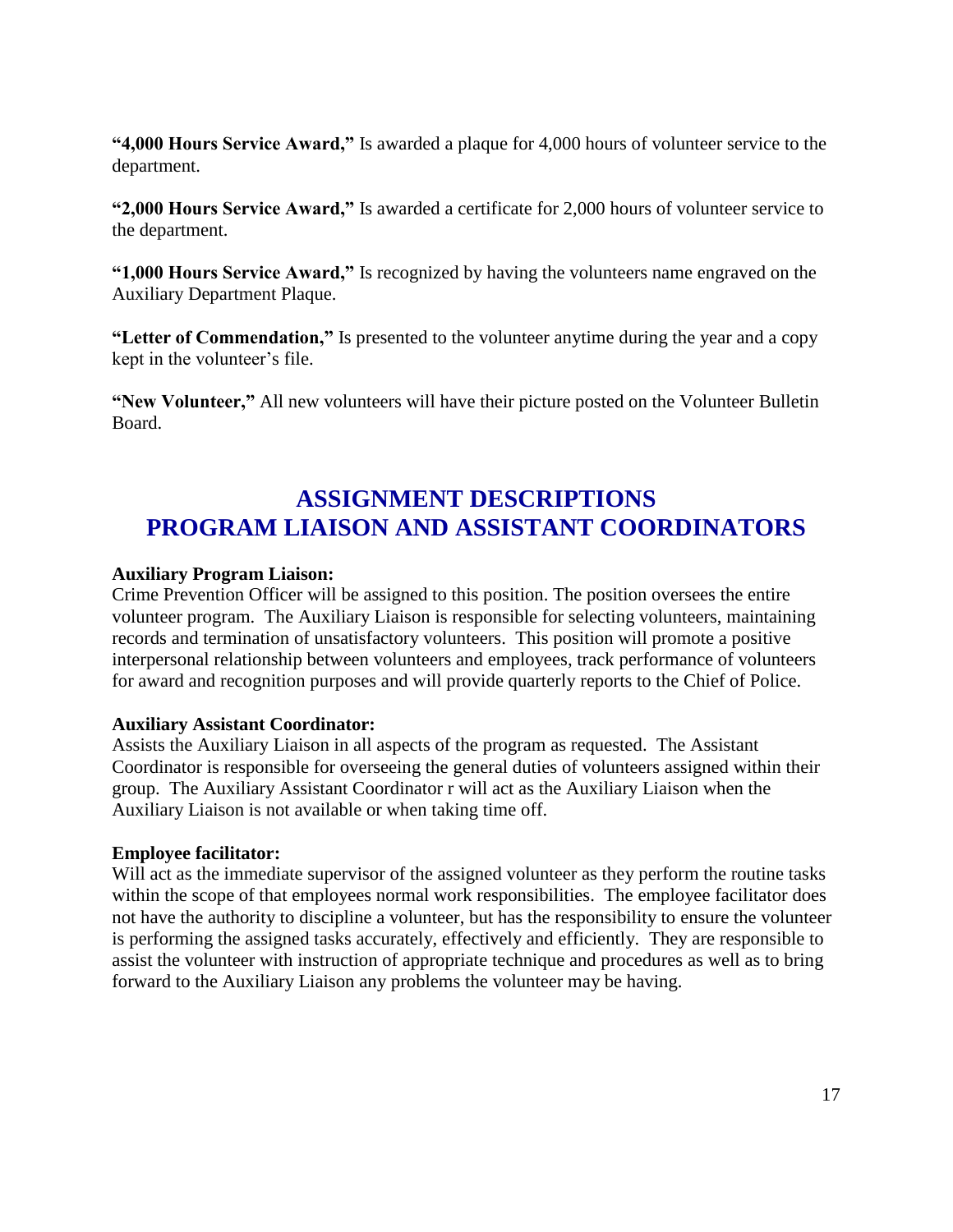**"4,000 Hours Service Award,"** Is awarded a plaque for 4,000 hours of volunteer service to the department.

**"2,000 Hours Service Award,"** Is awarded a certificate for 2,000 hours of volunteer service to the department.

**"1,000 Hours Service Award,"** Is recognized by having the volunteers name engraved on the Auxiliary Department Plaque.

**"Letter of Commendation,"** Is presented to the volunteer anytime during the year and a copy kept in the volunteer's file.

**"New Volunteer,"** All new volunteers will have their picture posted on the Volunteer Bulletin Board.

# ASSIGNMENT DESCRIPTIONS
# PROGRAM LIAISON AND ASSISTANT COORDINATORS

**Auxiliary Program Liaison:**
Crime Prevention Officer will be assigned to this position. The position oversees the entire volunteer program. The Auxiliary Liaison is responsible for selecting volunteers, maintaining records and termination of unsatisfactory volunteers. This position will promote a positive interpersonal relationship between volunteers and employees, track performance of volunteers for award and recognition purposes and will provide quarterly reports to the Chief of Police.

**Auxiliary Assistant Coordinator:**
Assists the Auxiliary Liaison in all aspects of the program as requested. The Assistant Coordinator is responsible for overseeing the general duties of volunteers assigned within their group. The Auxiliary Assistant Coordinator r will act as the Auxiliary Liaison when the Auxiliary Liaison is not available or when taking time off.

**Employee facilitator:**
Will act as the immediate supervisor of the assigned volunteer as they perform the routine tasks within the scope of that employees normal work responsibilities. The employee facilitator does not have the authority to discipline a volunteer, but has the responsibility to ensure the volunteer is performing the assigned tasks accurately, effectively and efficiently. They are responsible to assist the volunteer with instruction of appropriate technique and procedures as well as to bring forward to the Auxiliary Liaison any problems the volunteer may be having.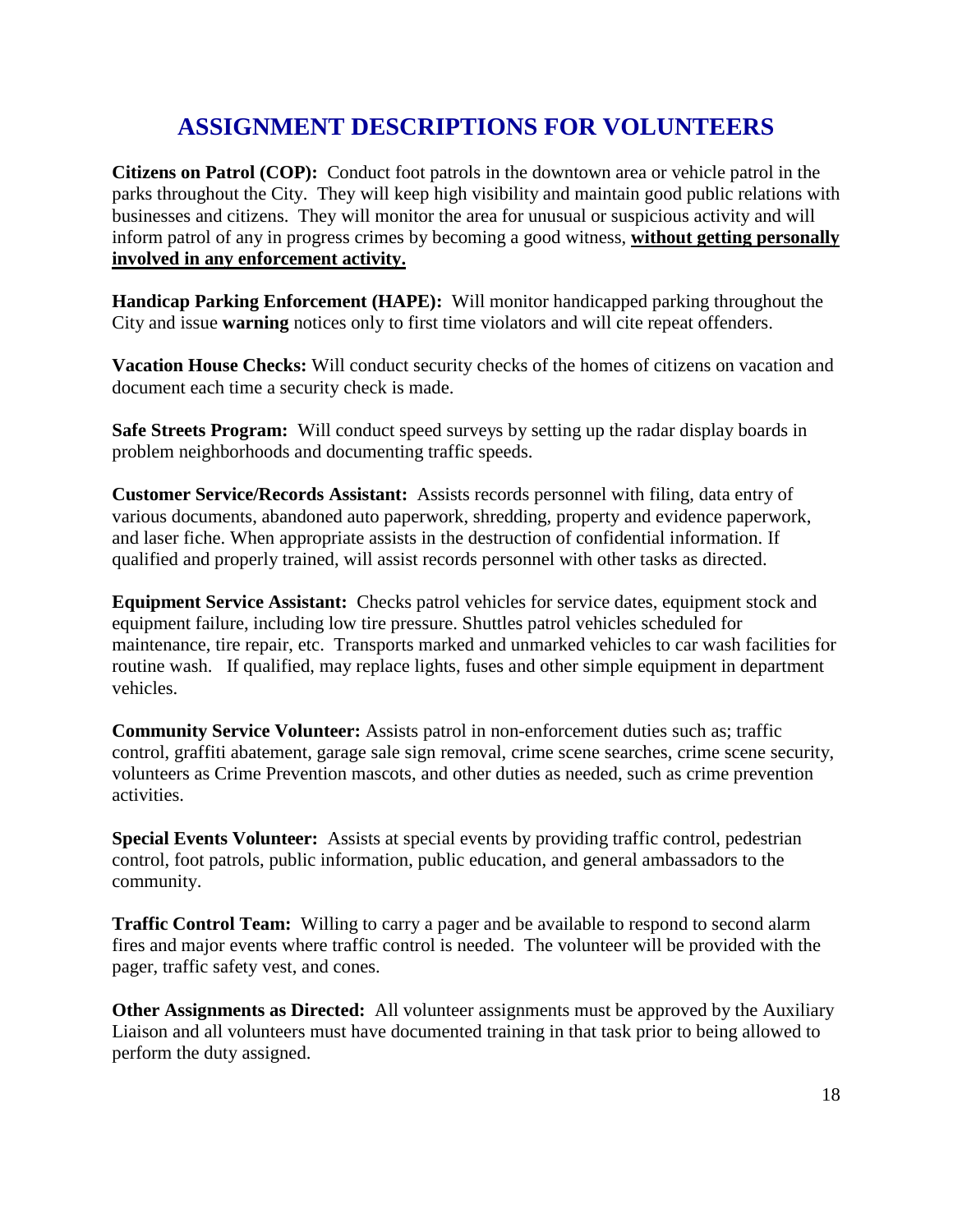# ASSIGNMENT DESCRIPTIONS FOR VOLUNTEERS

**Citizens on Patrol (COP):** Conduct foot patrols in the downtown area or vehicle patrol in the parks throughout the City. They will keep high visibility and maintain good public relations with businesses and citizens. They will monitor the area for unusual or suspicious activity and will inform patrol of any in progress crimes by becoming a good witness, <u>**without getting personally involved in any enforcement activity.**</u>

**Handicap Parking Enforcement (HAPE):** Will monitor handicapped parking throughout the City and issue **warning** notices only to first time violators and will cite repeat offenders.

**Vacation House Checks:** Will conduct security checks of the homes of citizens on vacation and document each time a security check is made.

**Safe Streets Program:** Will conduct speed surveys by setting up the radar display boards in problem neighborhoods and documenting traffic speeds.

**Customer Service/Records Assistant:** Assists records personnel with filing, data entry of various documents, abandoned auto paperwork, shredding, property and evidence paperwork, and laser fiche. When appropriate assists in the destruction of confidential information. If qualified and properly trained, will assist records personnel with other tasks as directed.

**Equipment Service Assistant:** Checks patrol vehicles for service dates, equipment stock and equipment failure, including low tire pressure. Shuttles patrol vehicles scheduled for maintenance, tire repair, etc. Transports marked and unmarked vehicles to car wash facilities for routine wash. If qualified, may replace lights, fuses and other simple equipment in department vehicles.

**Community Service Volunteer:** Assists patrol in non-enforcement duties such as; traffic control, graffiti abatement, garage sale sign removal, crime scene searches, crime scene security, volunteers as Crime Prevention mascots, and other duties as needed, such as crime prevention activities.

**Special Events Volunteer:** Assists at special events by providing traffic control, pedestrian control, foot patrols, public information, public education, and general ambassadors to the community.

**Traffic Control Team:** Willing to carry a pager and be available to respond to second alarm fires and major events where traffic control is needed. The volunteer will be provided with the pager, traffic safety vest, and cones.

**Other Assignments as Directed:** All volunteer assignments must be approved by the Auxiliary Liaison and all volunteers must have documented training in that task prior to being allowed to perform the duty assigned.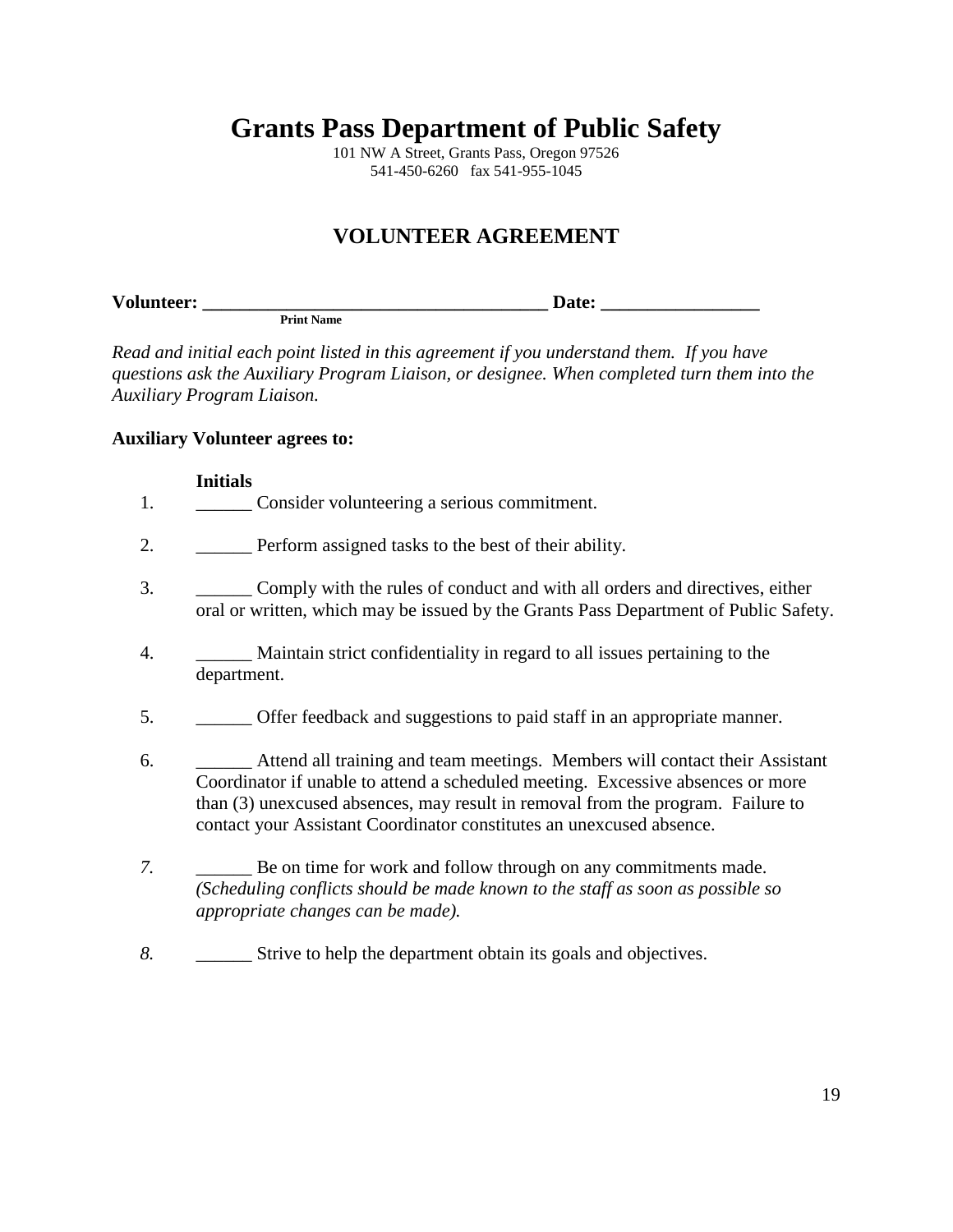# Grants Pass Department of Public Safety

101 NW A Street, Grants Pass, Oregon 97526
541-450-6260 fax 541-955-1045

## VOLUNTEER AGREEMENT

**Volunteer: ____________________________________ Date: _________________**
**Print Name**

*Read and initial each point listed in this agreement if you understand them. If you have questions ask the Auxiliary Program Liaison, or designee. When completed turn them into the Auxiliary Program Liaison.*

**Auxiliary Volunteer agrees to:**

**Initials**

1. ______ Consider volunteering a serious commitment.

2. ______ Perform assigned tasks to the best of their ability.

3. ______ Comply with the rules of conduct and with all orders and directives, either oral or written, which may be issued by the Grants Pass Department of Public Safety.

4. ______ Maintain strict confidentiality in regard to all issues pertaining to the department.

5. ______ Offer feedback and suggestions to paid staff in an appropriate manner.

6. ______ Attend all training and team meetings. Members will contact their Assistant Coordinator if unable to attend a scheduled meeting. Excessive absences or more than (3) unexcused absences, may result in removal from the program. Failure to contact your Assistant Coordinator constitutes an unexcused absence.

7. ______ Be on time for work and follow through on any commitments made. *(Scheduling conflicts should be made known to the staff as soon as possible so appropriate changes can be made).*

8. ______ Strive to help the department obtain its goals and objectives.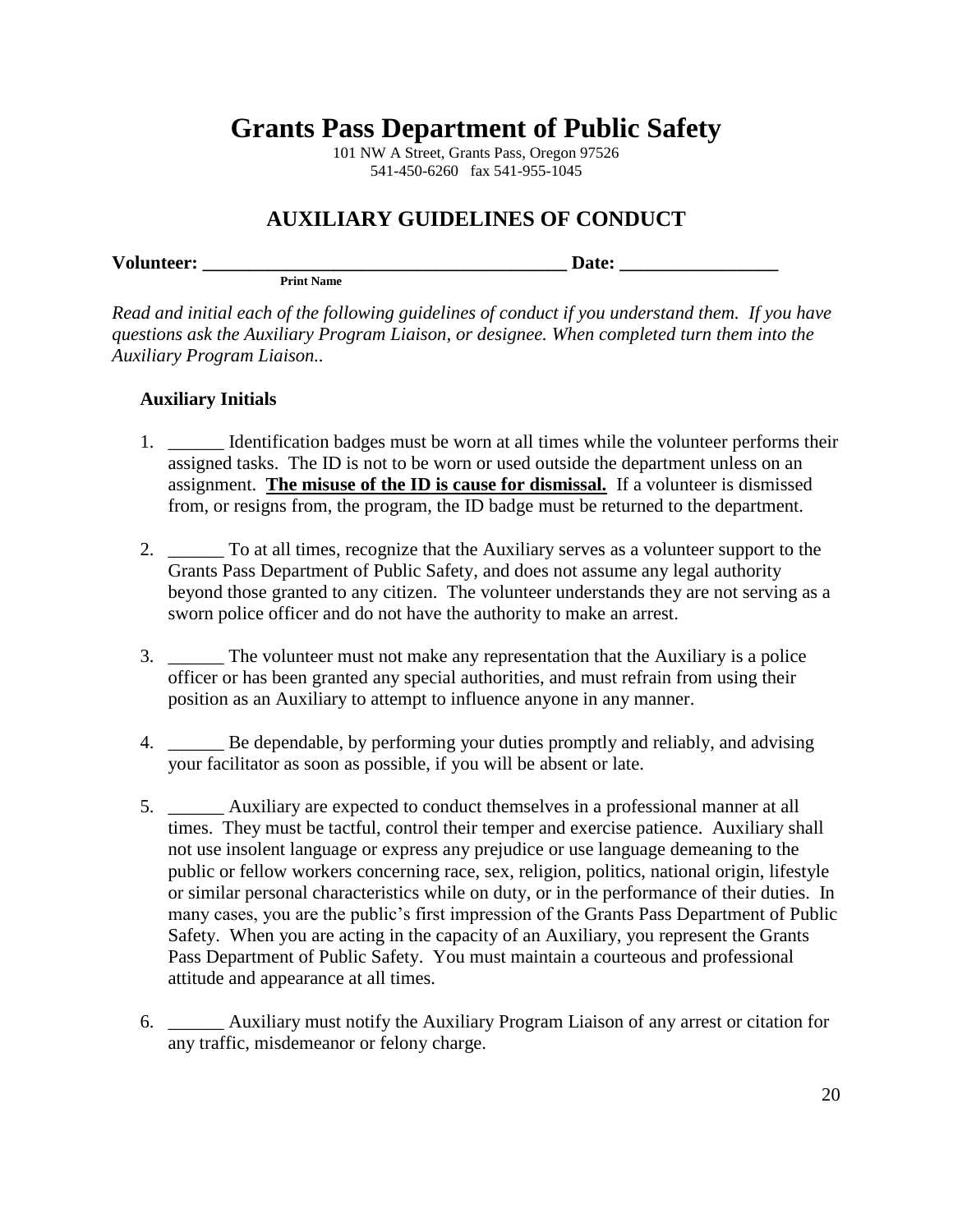# Grants Pass Department of Public Safety

101 NW A Street, Grants Pass, Oregon 97526
541-450-6260 fax 541-955-1045

## AUXILIARY GUIDELINES OF CONDUCT

**Volunteer: ______________________________________ Date: ________________**
**Print Name**

*Read and initial each of the following guidelines of conduct if you understand them. If you have questions ask the Auxiliary Program Liaison, or designee. When completed turn them into the Auxiliary Program Liaison..*

**Auxiliary Initials**

1. ______ Identification badges must be worn at all times while the volunteer performs their assigned tasks. The ID is not to be worn or used outside the department unless on an assignment. **The misuse of the ID is cause for dismissal.** If a volunteer is dismissed from, or resigns from, the program, the ID badge must be returned to the department.

2. ______ To at all times, recognize that the Auxiliary serves as a volunteer support to the Grants Pass Department of Public Safety, and does not assume any legal authority beyond those granted to any citizen. The volunteer understands they are not serving as a sworn police officer and do not have the authority to make an arrest.

3. ______ The volunteer must not make any representation that the Auxiliary is a police officer or has been granted any special authorities, and must refrain from using their position as an Auxiliary to attempt to influence anyone in any manner.

4. ______ Be dependable, by performing your duties promptly and reliably, and advising your facilitator as soon as possible, if you will be absent or late.

5. ______ Auxiliary are expected to conduct themselves in a professional manner at all times. They must be tactful, control their temper and exercise patience. Auxiliary shall not use insolent language or express any prejudice or use language demeaning to the public or fellow workers concerning race, sex, religion, politics, national origin, lifestyle or similar personal characteristics while on duty, or in the performance of their duties. In many cases, you are the public's first impression of the Grants Pass Department of Public Safety. When you are acting in the capacity of an Auxiliary, you represent the Grants Pass Department of Public Safety. You must maintain a courteous and professional attitude and appearance at all times.

6. ______ Auxiliary must notify the Auxiliary Program Liaison of any arrest or citation for any traffic, misdemeanor or felony charge.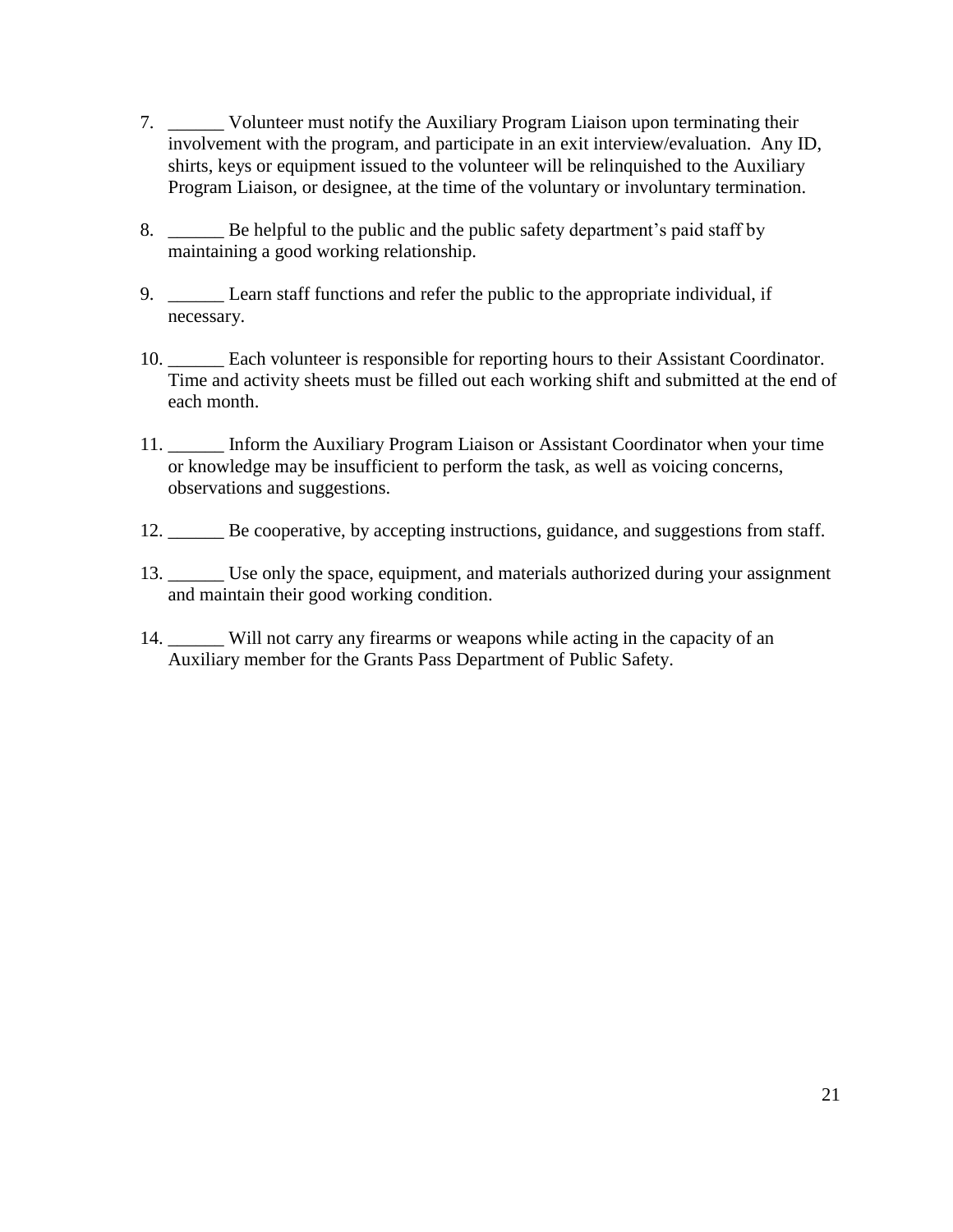7. ______ Volunteer must notify the Auxiliary Program Liaison upon terminating their involvement with the program, and participate in an exit interview/evaluation. Any ID, shirts, keys or equipment issued to the volunteer will be relinquished to the Auxiliary Program Liaison, or designee, at the time of the voluntary or involuntary termination.

8. ______ Be helpful to the public and the public safety department's paid staff by maintaining a good working relationship.

9. ______ Learn staff functions and refer the public to the appropriate individual, if necessary.

10. ______ Each volunteer is responsible for reporting hours to their Assistant Coordinator. Time and activity sheets must be filled out each working shift and submitted at the end of each month.

11. ______ Inform the Auxiliary Program Liaison or Assistant Coordinator when your time or knowledge may be insufficient to perform the task, as well as voicing concerns, observations and suggestions.

12. ______ Be cooperative, by accepting instructions, guidance, and suggestions from staff.

13. ______ Use only the space, equipment, and materials authorized during your assignment and maintain their good working condition.

14. ______ Will not carry any firearms or weapons while acting in the capacity of an Auxiliary member for the Grants Pass Department of Public Safety.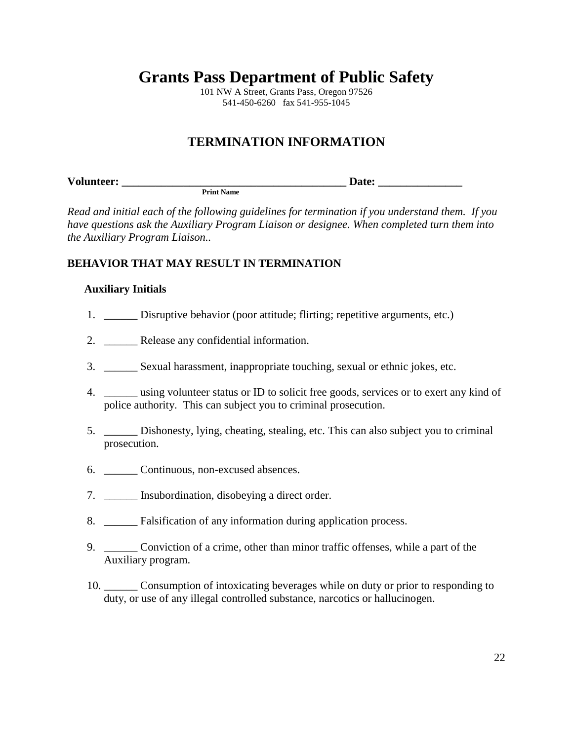# Grants Pass Department of Public Safety

101 NW A Street, Grants Pass, Oregon 97526
541-450-6260 fax 541-955-1045

## TERMINATION INFORMATION

**Volunteer: ________________________________________ Date: _______________**
**Print Name**

*Read and initial each of the following guidelines for termination if you understand them. If you have questions ask the Auxiliary Program Liaison or designee. When completed turn them into the Auxiliary Program Liaison..*

### BEHAVIOR THAT MAY RESULT IN TERMINATION

**Auxiliary Initials**

1. ______ Disruptive behavior (poor attitude; flirting; repetitive arguments, etc.)
2. ______ Release any confidential information.
3. ______ Sexual harassment, inappropriate touching, sexual or ethnic jokes, etc.
4. ______ using volunteer status or ID to solicit free goods, services or to exert any kind of police authority. This can subject you to criminal prosecution.
5. ______ Dishonesty, lying, cheating, stealing, etc. This can also subject you to criminal prosecution.
6. ______ Continuous, non-excused absences.
7. ______ Insubordination, disobeying a direct order.
8. ______ Falsification of any information during application process.
9. ______ Conviction of a crime, other than minor traffic offenses, while a part of the Auxiliary program.
10. ______ Consumption of intoxicating beverages while on duty or prior to responding to duty, or use of any illegal controlled substance, narcotics or hallucinogen.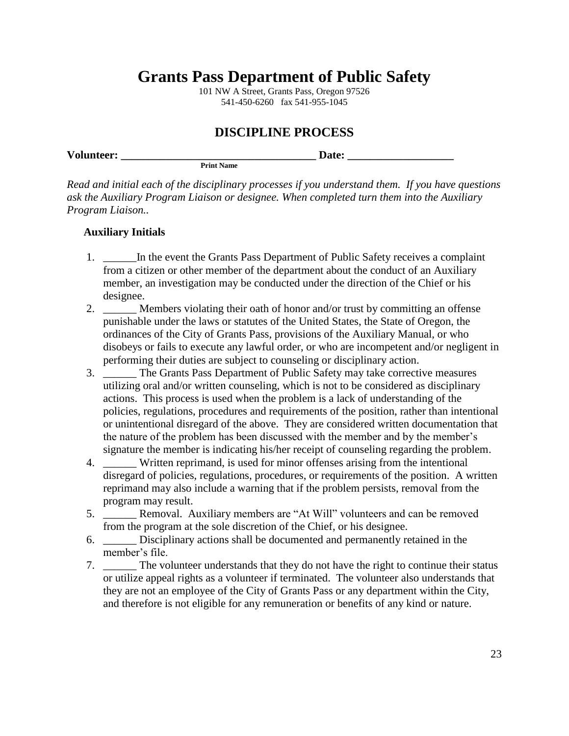# Grants Pass Department of Public Safety

101 NW A Street, Grants Pass, Oregon 97526
541-450-6260 fax 541-955-1045

## DISCIPLINE PROCESS

**Volunteer: ___________________________________ Date: ___________________**
**Print Name**

*Read and initial each of the disciplinary processes if you understand them. If you have questions ask the Auxiliary Program Liaison or designee. When completed turn them into the Auxiliary Program Liaison..*

**Auxiliary Initials**

1. ______In the event the Grants Pass Department of Public Safety receives a complaint from a citizen or other member of the department about the conduct of an Auxiliary member, an investigation may be conducted under the direction of the Chief or his designee.
2. ______ Members violating their oath of honor and/or trust by committing an offense punishable under the laws or statutes of the United States, the State of Oregon, the ordinances of the City of Grants Pass, provisions of the Auxiliary Manual, or who disobeys or fails to execute any lawful order, or who are incompetent and/or negligent in performing their duties are subject to counseling or disciplinary action.
3. ______ The Grants Pass Department of Public Safety may take corrective measures utilizing oral and/or written counseling, which is not to be considered as disciplinary actions. This process is used when the problem is a lack of understanding of the policies, regulations, procedures and requirements of the position, rather than intentional or unintentional disregard of the above. They are considered written documentation that the nature of the problem has been discussed with the member and by the member's signature the member is indicating his/her receipt of counseling regarding the problem.
4. ______ Written reprimand, is used for minor offenses arising from the intentional disregard of policies, regulations, procedures, or requirements of the position. A written reprimand may also include a warning that if the problem persists, removal from the program may result.
5. ______ Removal. Auxiliary members are "At Will" volunteers and can be removed from the program at the sole discretion of the Chief, or his designee.
6. ______ Disciplinary actions shall be documented and permanently retained in the member's file.
7. ______ The volunteer understands that they do not have the right to continue their status or utilize appeal rights as a volunteer if terminated. The volunteer also understands that they are not an employee of the City of Grants Pass or any department within the City, and therefore is not eligible for any remuneration or benefits of any kind or nature.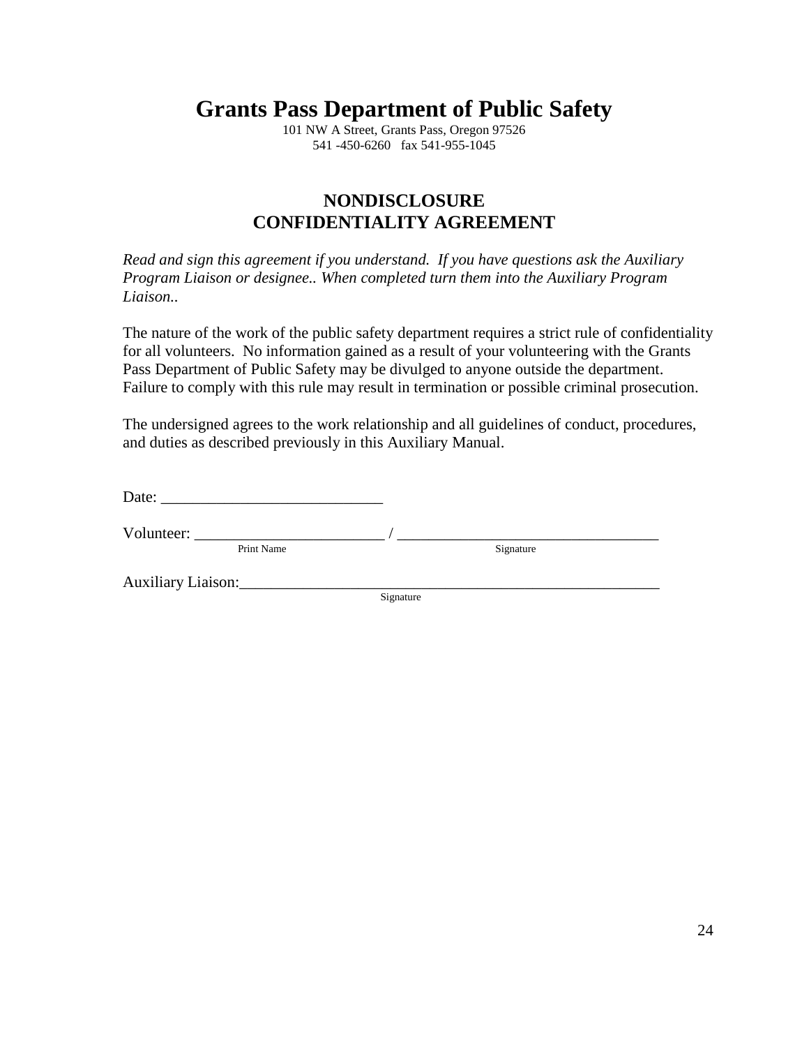# Grants Pass Department of Public Safety

101 NW A Street, Grants Pass, Oregon 97526
541 -450-6260 fax 541-955-1045

## NONDISCLOSURE
## CONFIDENTIALITY AGREEMENT

*Read and sign this agreement if you understand. If you have questions ask the Auxiliary Program Liaison or designee.. When completed turn them into the Auxiliary Program Liaison..*

The nature of the work of the public safety department requires a strict rule of confidentiality for all volunteers. No information gained as a result of your volunteering with the Grants Pass Department of Public Safety may be divulged to anyone outside the department. Failure to comply with this rule may result in termination or possible criminal prosecution.

The undersigned agrees to the work relationship and all guidelines of conduct, procedures, and duties as described previously in this Auxiliary Manual.

Date: ____________________________

Volunteer: ________________________ / _________________________________
Print Name Signature

Auxiliary Liaison:_______________________________________________________
Signature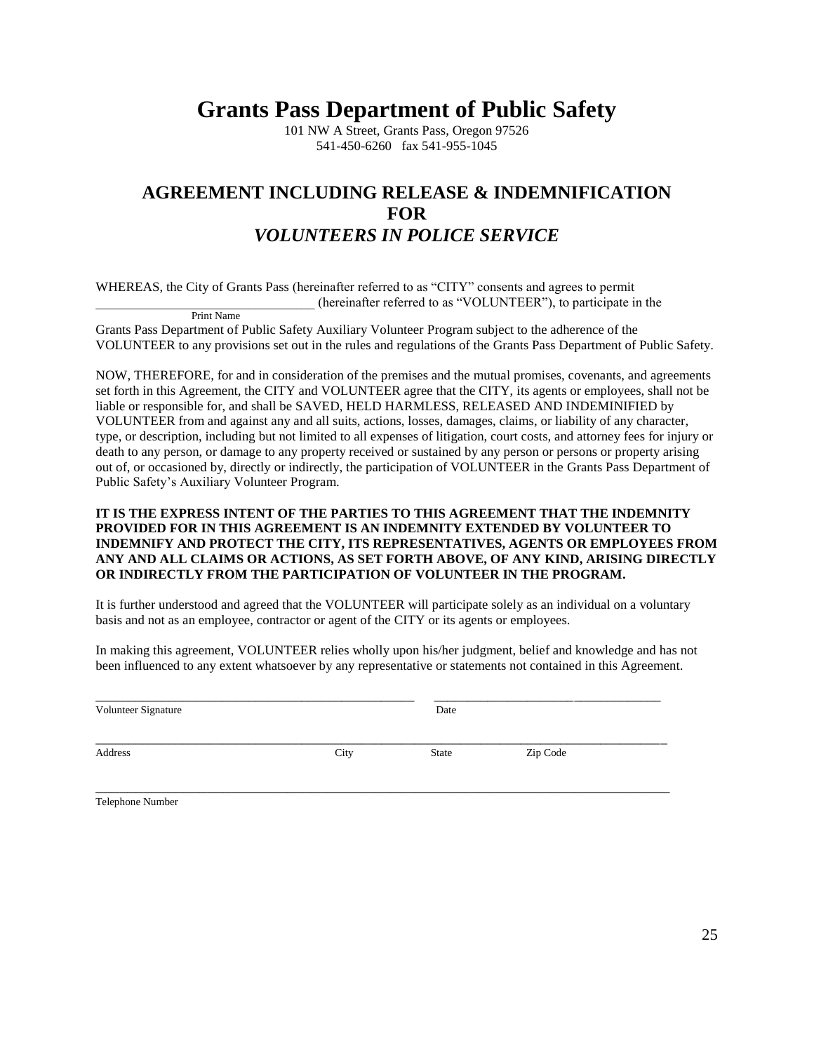# Grants Pass Department of Public Safety

101 NW A Street, Grants Pass, Oregon 97526
541-450-6260 fax 541-955-1045

## AGREEMENT INCLUDING RELEASE & INDEMNIFICATION FOR *VOLUNTEERS IN POLICE SERVICE*

WHEREAS, the City of Grants Pass (hereinafter referred to as "CITY" consents and agrees to permit _________________________________ (hereinafter referred to as "VOLUNTEER"), to participate in the
Print Name
Grants Pass Department of Public Safety Auxiliary Volunteer Program subject to the adherence of the VOLUNTEER to any provisions set out in the rules and regulations of the Grants Pass Department of Public Safety.

NOW, THEREFORE, for and in consideration of the premises and the mutual promises, covenants, and agreements set forth in this Agreement, the CITY and VOLUNTEER agree that the CITY, its agents or employees, shall not be liable or responsible for, and shall be SAVED, HELD HARMLESS, RELEASED AND INDEMINIFIED by VOLUNTEER from and against any and all suits, actions, losses, damages, claims, or liability of any character, type, or description, including but not limited to all expenses of litigation, court costs, and attorney fees for injury or death to any person, or damage to any property received or sustained by any person or persons or property arising out of, or occasioned by, directly or indirectly, the participation of VOLUNTEER in the Grants Pass Department of Public Safety's Auxiliary Volunteer Program.

**IT IS THE EXPRESS INTENT OF THE PARTIES TO THIS AGREEMENT THAT THE INDEMNITY PROVIDED FOR IN THIS AGREEMENT IS AN INDEMNITY EXTENDED BY VOLUNTEER TO INDEMNIFY AND PROTECT THE CITY, ITS REPRESENTATIVES, AGENTS OR EMPLOYEES FROM ANY AND ALL CLAIMS OR ACTIONS, AS SET FORTH ABOVE, OF ANY KIND, ARISING DIRECTLY OR INDIRECTLY FROM THE PARTICIPATION OF VOLUNTEER IN THE PROGRAM.**

It is further understood and agreed that the VOLUNTEER will participate solely as an individual on a voluntary basis and not as an employee, contractor or agent of the CITY or its agents or employees.

In making this agreement, VOLUNTEER relies wholly upon his/her judgment, belief and knowledge and has not been influenced to any extent whatsoever by any representative or statements not contained in this Agreement.

_____________________________________________ _______________________________
Volunteer Signature Date

_____________________________________________________________________________
Address City State Zip Code

_____________________________________________________________________________
Telephone Number